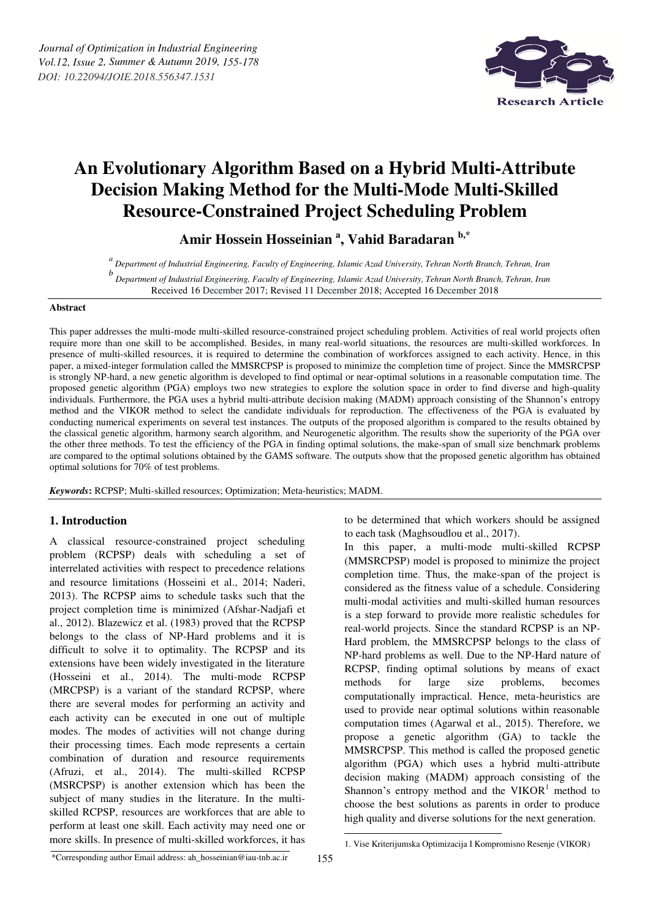# An Evolutionary Algorithm Based on a Hybrid Multi-Attribute Decision Making Method for the Multi-Mode Multi-Skilled Resource-Constrained Project Scheduling Problem

**Amir Hossein Hosseinian [a], Vahid Baradaran [b,*]**

[a] *Department of Industrial Engineering, Faculty of Engineering, Islamic Azad University, Tehran North Branch, Tehran, Iran*

[b] *Department of Industrial Engineering, Faculty of Engineering, Islamic Azad University, Tehran North Branch, Tehran, Iran*

Received 16 December 2017; Revised 11 December 2018; Accepted 16 December 2018

### Abstract

This paper addresses the multi-mode multi-skilled resource-constrained project scheduling problem. Activities of real world projects often require more than one skill to be accomplished. Besides, in many real-world situations, the resources are multi-skilled workforces. In presence of multi-skilled resources, it is required to determine the combination of workforces assigned to each activity. Hence, in this paper, a mixed-integer formulation called the MMSRCPSP is proposed to minimize the completion time of project. Since the MMSRCPSP is strongly NP-hard, a new genetic algorithm is developed to find optimal or near-optimal solutions in a reasonable computation time. The proposed genetic algorithm (PGA) employs two new strategies to explore the solution space in order to find diverse and high-quality individuals. Furthermore, the PGA uses a hybrid multi-attribute decision making (MADM) approach consisting of the Shannon's entropy method and the VIKOR method to select the candidate individuals for reproduction. The effectiveness of the PGA is evaluated by conducting numerical experiments on several test instances. The outputs of the proposed algorithm is compared to the results obtained by the classical genetic algorithm, harmony search algorithm, and Neurogenetic algorithm. The results show the superiority of the PGA over the other three methods. To test the efficiency of the PGA in finding optimal solutions, the make-span of small size benchmark problems are compared to the optimal solutions obtained by the GAMS software. The outputs show that the proposed genetic algorithm has obtained optimal solutions for 70% of test problems.

***Keywords*:** RCPSP; Multi-skilled resources; Optimization; Meta-heuristics; MADM.

## 1. Introduction

A classical resource-constrained project scheduling problem (RCPSP) deals with scheduling a set of interrelated activities with respect to precedence relations and resource limitations (Hosseini et al., 2014; Naderi, 2013). The RCPSP aims to schedule tasks such that the project completion time is minimized (Afshar-Nadjafi et al., 2012). Blazewicz et al. (1983) proved that the RCPSP belongs to the class of NP-Hard problems and it is difficult to solve it to optimality. The RCPSP and its extensions have been widely investigated in the literature (Hosseini et al., 2014). The multi-mode RCPSP (MRCPSP) is a variant of the standard RCPSP, where there are several modes for performing an activity and each activity can be executed in one out of multiple modes. The modes of activities will not change during their processing times. Each mode represents a certain combination of duration and resource requirements (Afruzi, et al., 2014). The multi-skilled RCPSP (MSRCPSP) is another extension which has been the subject of many studies in the literature. In the multi-skilled RCPSP, resources are workforces that are able to perform at least one skill. Each activity may need one or more skills. In presence of multi-skilled workforces, it has to be determined that which workers should be assigned to each task (Maghsoudlou et al., 2017).

In this paper, a multi-mode multi-skilled RCPSP (MMSRCPSP) model is proposed to minimize the project completion time. Thus, the make-span of the project is considered as the fitness value of a schedule. Considering multi-modal activities and multi-skilled human resources is a step forward to provide more realistic schedules for real-world projects. Since the standard RCPSP is an NP-Hard problem, the MMSRCPSP belongs to the class of NP-hard problems as well. Due to the NP-Hard nature of RCPSP, finding optimal solutions by means of exact methods for large size problems, becomes computationally impractical. Hence, meta-heuristics are used to provide near optimal solutions within reasonable computation times (Agarwal et al., 2015). Therefore, we propose a genetic algorithm (GA) to tackle the MMSRCPSP. This method is called the proposed genetic algorithm (PGA) which uses a hybrid multi-attribute decision making (MADM) approach consisting of the Shannon's entropy method and the VIKOR[1] method to choose the best solutions as parents in order to produce high quality and diverse solutions for the next generation.

1. Vise Kriterijumska Optimizacija I Kompromisno Resenje (VIKOR)

*Corresponding author Email address: ah_hosseinian@iau-tnb.ac.ir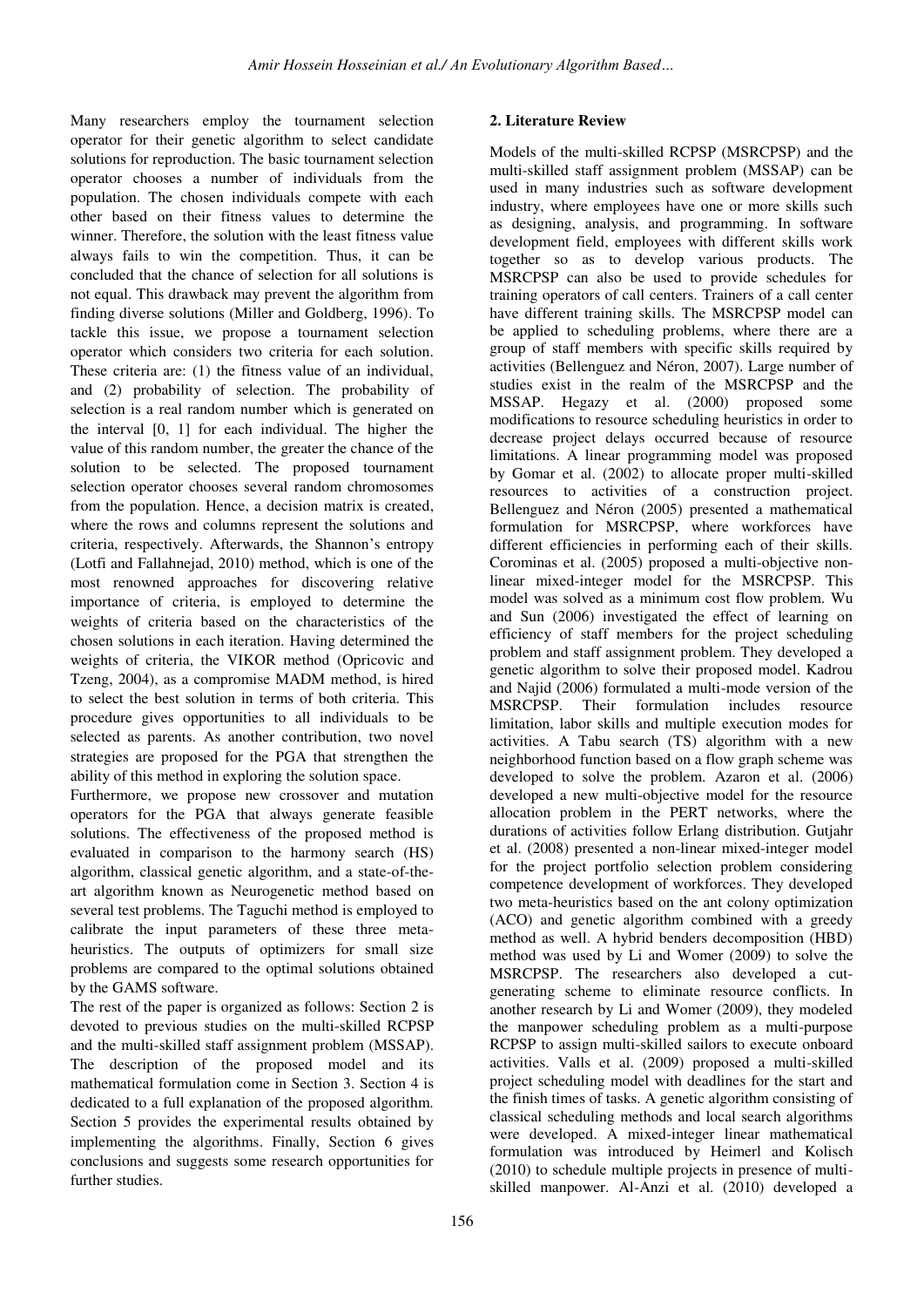Many researchers employ the tournament selection operator for their genetic algorithm to select candidate solutions for reproduction. The basic tournament selection operator chooses a number of individuals from the population. The chosen individuals compete with each other based on their fitness values to determine the winner. Therefore, the solution with the least fitness value always fails to win the competition. Thus, it can be concluded that the chance of selection for all solutions is not equal. This drawback may prevent the algorithm from finding diverse solutions (Miller and Goldberg, 1996). To tackle this issue, we propose a tournament selection operator which considers two criteria for each solution. These criteria are: (1) the fitness value of an individual, and (2) probability of selection. The probability of selection is a real random number which is generated on the interval [0, 1] for each individual. The higher the value of this random number, the greater the chance of the solution to be selected. The proposed tournament selection operator chooses several random chromosomes from the population. Hence, a decision matrix is created, where the rows and columns represent the solutions and criteria, respectively. Afterwards, the Shannon's entropy (Lotfi and Fallahnejad, 2010) method, which is one of the most renowned approaches for discovering relative importance of criteria, is employed to determine the weights of criteria based on the characteristics of the chosen solutions in each iteration. Having determined the weights of criteria, the VIKOR method (Opricovic and Tzeng, 2004), as a compromise MADM method, is hired to select the best solution in terms of both criteria. This procedure gives opportunities to all individuals to be selected as parents. As another contribution, two novel strategies are proposed for the PGA that strengthen the ability of this method in exploring the solution space.

Furthermore, we propose new crossover and mutation operators for the PGA that always generate feasible solutions. The effectiveness of the proposed method is evaluated in comparison to the harmony search (HS) algorithm, classical genetic algorithm, and a state-of-the-art algorithm known as Neurogenetic method based on several test problems. The Taguchi method is employed to calibrate the input parameters of these three meta-heuristics. The outputs of optimizers for small size problems are compared to the optimal solutions obtained by the GAMS software.

The rest of the paper is organized as follows: Section 2 is devoted to previous studies on the multi-skilled RCPSP and the multi-skilled staff assignment problem (MSSAP). The description of the proposed model and its mathematical formulation come in Section 3. Section 4 is dedicated to a full explanation of the proposed algorithm. Section 5 provides the experimental results obtained by implementing the algorithms. Finally, Section 6 gives conclusions and suggests some research opportunities for further studies.

## 2. Literature Review

Models of the multi-skilled RCPSP (MSRCPSP) and the multi-skilled staff assignment problem (MSSAP) can be used in many industries such as software development industry, where employees have one or more skills such as designing, analysis, and programming. In software development field, employees with different skills work together so as to develop various products. The MSRCPSP can also be used to provide schedules for training operators of call centers. Trainers of a call center have different training skills. The MSRCPSP model can be applied to scheduling problems, where there are a group of staff members with specific skills required by activities (Bellenguez and Néron, 2007). Large number of studies exist in the realm of the MSRCPSP and the MSSAP. Hegazy et al. (2000) proposed some modifications to resource scheduling heuristics in order to decrease project delays occurred because of resource limitations. A linear programming model was proposed by Gomar et al. (2002) to allocate proper multi-skilled resources to activities of a construction project. Bellenguez and Néron (2005) presented a mathematical formulation for MSRCPSP, where workforces have different efficiencies in performing each of their skills. Corominas et al. (2005) proposed a multi-objective non-linear mixed-integer model for the MSRCPSP. This model was solved as a minimum cost flow problem. Wu and Sun (2006) investigated the effect of learning on efficiency of staff members for the project scheduling problem and staff assignment problem. They developed a genetic algorithm to solve their proposed model. Kadrou and Najid (2006) formulated a multi-mode version of the MSRCPSP. Their formulation includes resource limitation, labor skills and multiple execution modes for activities. A Tabu search (TS) algorithm with a new neighborhood function based on a flow graph scheme was developed to solve the problem. Azaron et al. (2006) developed a new multi-objective model for the resource allocation problem in the PERT networks, where the durations of activities follow Erlang distribution. Gutjahr et al. (2008) presented a non-linear mixed-integer model for the project portfolio selection problem considering competence development of workforces. They developed two meta-heuristics based on the ant colony optimization (ACO) and genetic algorithm combined with a greedy method as well. A hybrid benders decomposition (HBD) method was used by Li and Womer (2009) to solve the MSRCPSP. The researchers also developed a cut-generating scheme to eliminate resource conflicts. In another research by Li and Womer (2009), they modeled the manpower scheduling problem as a multi-purpose RCPSP to assign multi-skilled sailors to execute onboard activities. Valls et al. (2009) proposed a multi-skilled project scheduling model with deadlines for the start and the finish times of tasks. A genetic algorithm consisting of classical scheduling methods and local search algorithms were developed. A mixed-integer linear mathematical formulation was introduced by Heimerl and Kolisch (2010) to schedule multiple projects in presence of multi-skilled manpower. Al-Anzi et al. (2010) developed a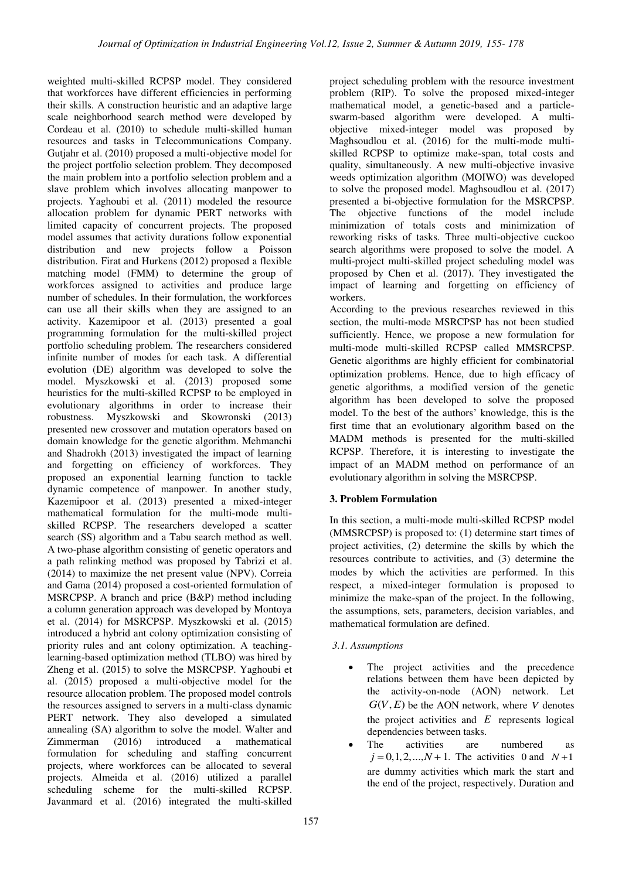weighted multi-skilled RCPSP model. They considered that workforces have different efficiencies in performing their skills. A construction heuristic and an adaptive large scale neighborhood search method were developed by Cordeau et al. (2010) to schedule multi-skilled human resources and tasks in Telecommunications Company. Gutjahr et al. (2010) proposed a multi-objective model for the project portfolio selection problem. They decomposed the main problem into a portfolio selection problem and a slave problem which involves allocating manpower to projects. Yaghoubi et al. (2011) modeled the resource allocation problem for dynamic PERT networks with limited capacity of concurrent projects. The proposed model assumes that activity durations follow exponential distribution and new projects follow a Poisson distribution. Firat and Hurkens (2012) proposed a flexible matching model (FMM) to determine the group of workforces assigned to activities and produce large number of schedules. In their formulation, the workforces can use all their skills when they are assigned to an activity. Kazemipoor et al. (2013) presented a goal programming formulation for the multi-skilled project portfolio scheduling problem. The researchers considered infinite number of modes for each task. A differential evolution (DE) algorithm was developed to solve the model. Myszkowski et al. (2013) proposed some heuristics for the multi-skilled RCPSP to be employed in evolutionary algorithms in order to increase their robustness. Myszkowski and Skowronski (2013) presented new crossover and mutation operators based on domain knowledge for the genetic algorithm. Mehmanchi and Shadrokh (2013) investigated the impact of learning and forgetting on efficiency of workforces. They proposed an exponential learning function to tackle dynamic competence of manpower. In another study, Kazemipoor et al. (2013) presented a mixed-integer mathematical formulation for the multi-mode multi-skilled RCPSP. The researchers developed a scatter search (SS) algorithm and a Tabu search method as well. A two-phase algorithm consisting of genetic operators and a path relinking method was proposed by Tabrizi et al. (2014) to maximize the net present value (NPV). Correia and Gama (2014) proposed a cost-oriented formulation of MSRCPSP. A branch and price (B&P) method including a column generation approach was developed by Montoya et al. (2014) for MSRCPSP. Myszkowski et al. (2015) introduced a hybrid ant colony optimization consisting of priority rules and ant colony optimization. A teaching-learning-based optimization method (TLBO) was hired by Zheng et al. (2015) to solve the MSRCPSP. Yaghoubi et al. (2015) proposed a multi-objective model for the resource allocation problem. The proposed model controls the resources assigned to servers in a multi-class dynamic PERT network. They also developed a simulated annealing (SA) algorithm to solve the model. Walter and Zimmerman (2016) introduced a mathematical formulation for scheduling and staffing concurrent projects, where workforces can be allocated to several projects. Almeida et al. (2016) utilized a parallel scheduling scheme for the multi-skilled RCPSP. Javanmard et al. (2016) integrated the multi-skilled project scheduling problem with the resource investment problem (RIP). To solve the proposed mixed-integer mathematical model, a genetic-based and a particle-swarm-based algorithm were developed. A multi-objective mixed-integer model was proposed by Maghsoudlou et al. (2016) for the multi-mode multi-skilled RCPSP to optimize make-span, total costs and quality, simultaneously. A new multi-objective invasive weeds optimization algorithm (MOIWO) was developed to solve the proposed model. Maghsoudlou et al. (2017) presented a bi-objective formulation for the MSRCPSP. The objective functions of the model include minimization of totals costs and minimization of reworking risks of tasks. Three multi-objective cuckoo search algorithms were proposed to solve the model. A multi-project multi-skilled project scheduling model was proposed by Chen et al. (2017). They investigated the impact of learning and forgetting on efficiency of workers.

According to the previous researches reviewed in this section, the multi-mode MSRCPSP has not been studied sufficiently. Hence, we propose a new formulation for multi-mode multi-skilled RCPSP called MMSRCPSP. Genetic algorithms are highly efficient for combinatorial optimization problems. Hence, due to high efficacy of genetic algorithms, a modified version of the genetic algorithm has been developed to solve the proposed model. To the best of the authors' knowledge, this is the first time that an evolutionary algorithm based on the MADM methods is presented for the multi-skilled RCPSP. Therefore, it is interesting to investigate the impact of an MADM method on performance of an evolutionary algorithm in solving the MSRCPSP.

## 3. Problem Formulation

In this section, a multi-mode multi-skilled RCPSP model (MMSRCPSP) is proposed to: (1) determine start times of project activities, (2) determine the skills by which the resources contribute to activities, and (3) determine the modes by which the activities are performed. In this respect, a mixed-integer formulation is proposed to minimize the make-span of the project. In the following, the assumptions, sets, parameters, decision variables, and mathematical formulation are defined.

### *3.1. Assumptions*

- The project activities and the precedence relations between them have been depicted by the activity-on-node (AON) network. Let $G(V,E)$ be the AON network, where $V$ denotes the project activities and $E$ represents logical dependencies between tasks.
- The activities are numbered as $j = 0,1,2,...,N+1.$ The activities $0$ and $N+1$ are dummy activities which mark the start and the end of the project, respectively. Duration and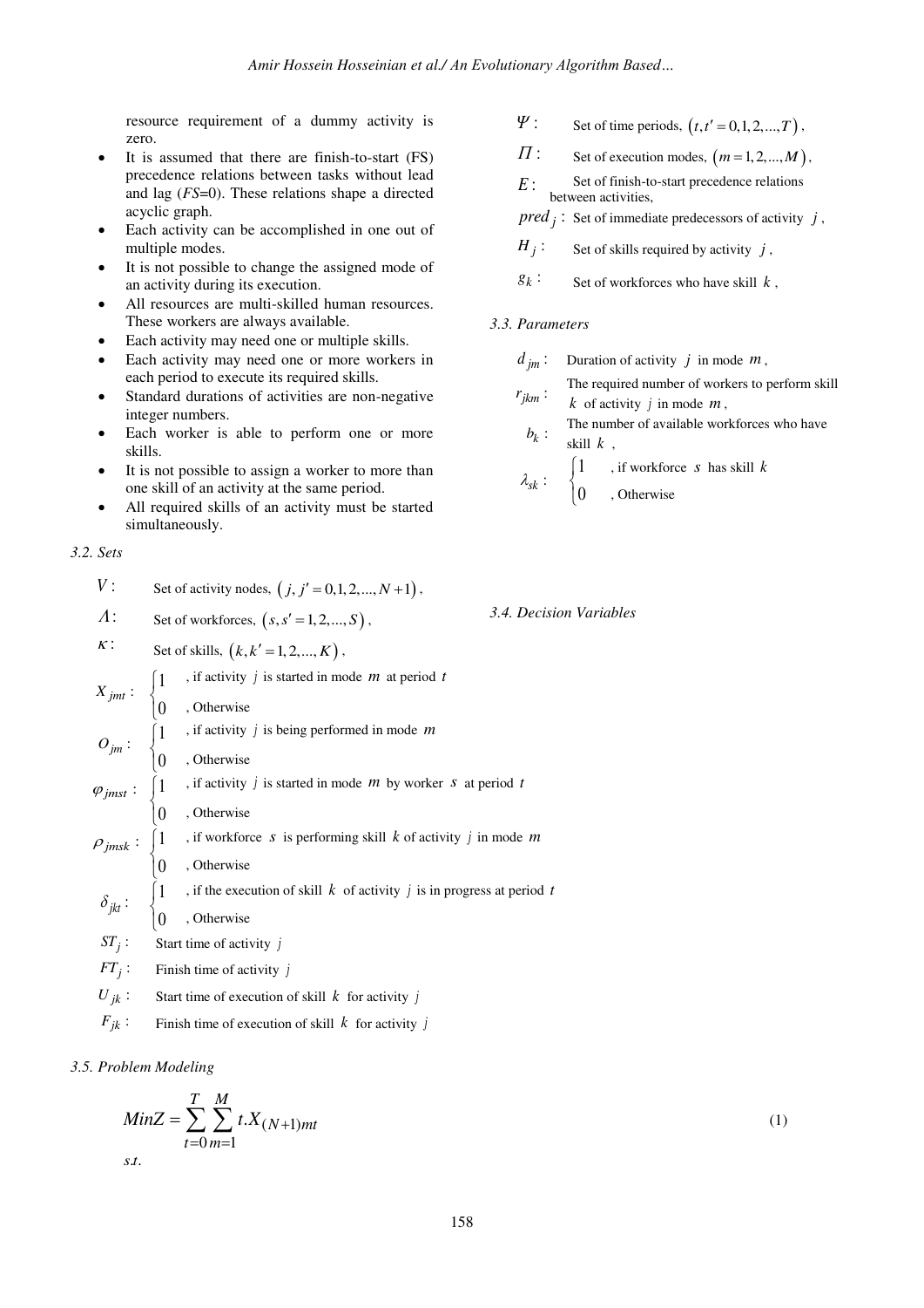resource requirement of a dummy activity is zero.

- It is assumed that there are finish-to-start (FS) precedence relations between tasks without lead and lag (*FS*=0). These relations shape a directed acyclic graph.
- Each activity can be accomplished in one out of multiple modes.
- It is not possible to change the assigned mode of an activity during its execution.
- All resources are multi-skilled human resources. These workers are always available.
- Each activity may need one or multiple skills.
- Each activity may need one or more workers in each period to execute its required skills.
- Standard durations of activities are non-negative integer numbers.
- Each worker is able to perform one or more skills.
- It is not possible to assign a worker to more than one skill of an activity at the same period.
- All required skills of an activity must be started simultaneously.

### 3.2. Sets

$V$ : Set of activity nodes, $(j, j' = 0,1,2,...,N+1)$,

$\Lambda$ : Set of workforces, $(s, s' = 1,2,...,S)$,

$\kappa$ : Set of skills, $(k, k' = 1,2,...,K)$,

$\Psi$ : Set of time periods, $(t, t' = 0,1,2,...,T)$,

$\Pi$ : Set of execution modes, $(m = 1,2,...,M)$,

$E$ : Set of finish-to-start precedence relations between activities,

$pred_j$ : Set of immediate predecessors of activity $j$,

$H_j$ : Set of skills required by activity $j$,

$g_k$ : Set of workforces who have skill $k$,

### 3.3. Parameters

$d_{jm}$ : Duration of activity $j$ in mode $m$,

$r_{jkm}$ : The required number of workers to perform skill $k$ of activity $j$ in mode $m$,

$b_k$ : The number of available workforces who have skill $k$,

$\lambda_{sk}$ : $\begin{cases} 1 & \text{, if workforce } s \text{ has skill } k \\ 0 & \text{, Otherwise} \end{cases}$

### 3.4. Decision Variables

$X_{jmt}$ : $\begin{cases} 1 & \text{, if activity } j \text{ is started in mode } m \text{ at period } t \\ 0 & \text{, Otherwise} \end{cases}$

$O_{jm}$ : $\begin{cases} 1 & \text{, if activity } j \text{ is being performed in mode } m \\ 0 & \text{, Otherwise} \end{cases}$

$\varphi_{jmst}$ : $\begin{cases} 1 & \text{, if activity } j \text{ is started in mode } m \text{ by worker } s \text{ at period } t \\ 0 & \text{, Otherwise} \end{cases}$

$\rho_{jmsk}$ : $\begin{cases} 1 & \text{, if workforce } s \text{ is performing skill } k \text{ of activity } j \text{ in mode } m \\ 0 & \text{, Otherwise} \end{cases}$

$\delta_{jkt}$ : $\begin{cases} 1 & \text{, if the execution of skill } k \text{ of activity } j \text{ is in progress at period } t \\ 0 & \text{, Otherwise} \end{cases}$

$ST_j$ : Start time of activity $j$

$FT_j$ : Finish time of activity $j$

$U_{jk}$ : Start time of execution of skill $k$ for activity $j$

$F_{jk}$ : Finish time of execution of skill $k$ for activity $j$

### 3.5. Problem Modeling

$$MinZ = \sum_{t=0}^{T} \sum_{m=1}^{M} t.X_{(N+1)mt} \tag{1}$$

$s.t.$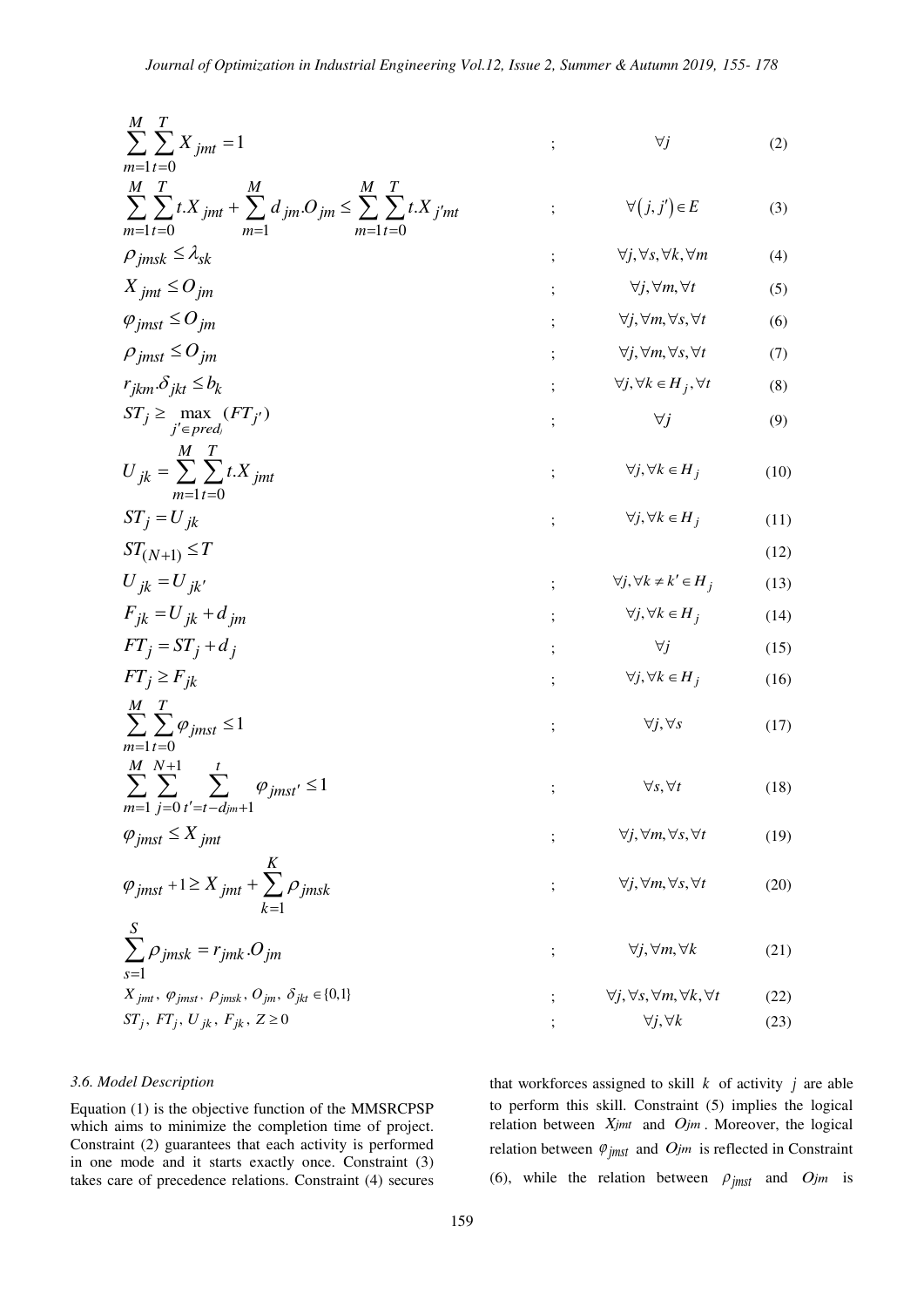$$\sum_{m=1}^{M}\sum_{t=0}^{T} X_{jmt} = 1 \quad ; \quad \forall j \tag{2}$$

$$\sum_{m=1}^{M}\sum_{t=0}^{T} t.X_{jmt} + \sum_{m=1}^{M} d_{jm}.O_{jm} \leq \sum_{m=1}^{M}\sum_{t=0}^{T} t.X_{j'mt} \quad ; \quad \forall (j,j') \in E \tag{3}$$

$$\rho_{jmsk} \leq \lambda_{sk} \quad ; \quad \forall j, \forall s, \forall k, \forall m \tag{4}$$

$$X_{jmt} \leq O_{jm} \quad ; \quad \forall j, \forall m, \forall t \tag{5}$$

$$\varphi_{jmst} \leq O_{jm} \quad ; \quad \forall j, \forall m, \forall s, \forall t \tag{6}$$

$$\rho_{jmst} \leq O_{jm} \quad ; \quad \forall j, \forall m, \forall s, \forall t \tag{7}$$

$$r_{jkm}.\delta_{jkt} \leq b_k \quad ; \quad \forall j, \forall k \in H_j, \forall t \tag{8}$$

$$ST_j \geq \max_{j' \in pred_j} (FT_{j'}) \quad ; \quad \forall j \tag{9}$$

$$U_{jk} = \sum_{m=1}^{M}\sum_{t=0}^{T} t.X_{jmt} \quad ; \quad \forall j, \forall k \in H_j \tag{10}$$

$$ST_j = U_{jk} \quad ; \quad \forall j, \forall k \in H_j \tag{11}$$

$$ST_{(N+1)} \leq T \tag{12}$$

$$U_{jk} = U_{jk'} \quad ; \quad \forall j, \forall k \neq k' \in H_j \tag{13}$$

$$F_{jk} = U_{jk} + d_{jm} \quad ; \quad \forall j, \forall k \in H_j \tag{14}$$

$$FT_j = ST_j + d_j \quad ; \quad \forall j \tag{15}$$

$$FT_j \geq F_{jk} \quad ; \quad \forall j, \forall k \in H_j \tag{16}$$

$$\sum_{m=1}^{M}\sum_{t=0}^{T} \varphi_{jmst} \leq 1 \quad ; \quad \forall j, \forall s \tag{17}$$

$$\sum_{m=1}^{M}\sum_{j=0}^{N+1}\sum_{t'=t-d_{jm}+1}^{t} \varphi_{jmst'} \leq 1 \quad ; \quad \forall s, \forall t \tag{18}$$

$$\varphi_{jmst} \leq X_{jmt} \quad ; \quad \forall j, \forall m, \forall s, \forall t \tag{19}$$

$$\varphi_{jmst} + 1 \geq X_{jmt} + \sum_{k=1}^{K} \rho_{jmsk} \quad ; \quad \forall j, \forall m, \forall s, \forall t \tag{20}$$

$$\sum_{s=1}^{S} \rho_{jmsk} = r_{jmk}.O_{jm} \quad ; \quad \forall j, \forall m, \forall k \tag{21}$$

$$X_{jmt},\ \varphi_{jmst},\ \rho_{jmsk},\ O_{jm},\ \delta_{jkt} \in \{0,1\} \quad ; \quad \forall j, \forall s, \forall m, \forall k, \forall t \tag{22}$$

$$ST_j,\ FT_j,\ U_{jk},\ F_{jk},\ Z \geq 0 \quad ; \quad \forall j, \forall k \tag{23}$$

### 3.6. Model Description

Equation (1) is the objective function of the MMSRCPSP which aims to minimize the completion time of project. Constraint (2) guarantees that each activity is performed in one mode and it starts exactly once. Constraint (3) takes care of precedence relations. Constraint (4) secures that workforces assigned to skill $k$ of activity $j$ are able to perform this skill. Constraint (5) implies the logical relation between $X_{jmt}$ and $O_{jm}$. Moreover, the logical relation between $\varphi_{jmst}$ and $O_{jm}$ is reflected in Constraint (6), while the relation between $\rho_{jmst}$ and $O_{jm}$ is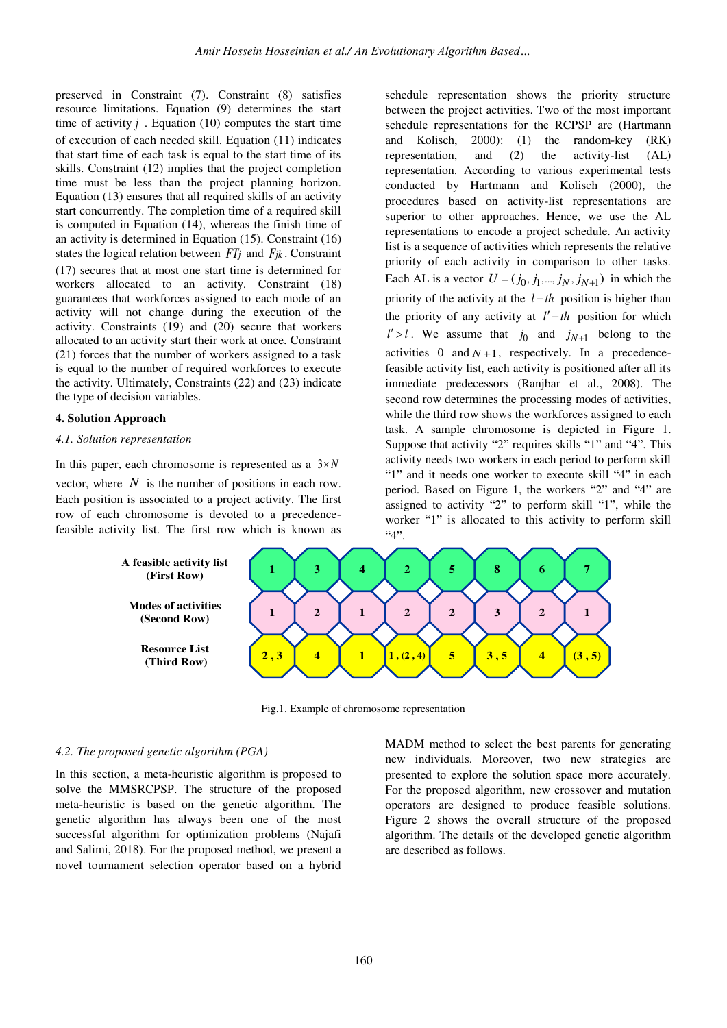preserved in Constraint (7). Constraint (8) satisfies resource limitations. Equation (9) determines the start time of activity $j$. Equation (10) computes the start time of execution of each needed skill. Equation (11) indicates that start time of each task is equal to the start time of its skills. Constraint (12) implies that the project completion time must be less than the project planning horizon. Equation (13) ensures that all required skills of an activity start concurrently. The completion time of a required skill is computed in Equation (14), whereas the finish time of an activity is determined in Equation (15). Constraint (16) states the logical relation between $FT_j$ and $F_{jk}$. Constraint (17) secures that at most one start time is determined for workers allocated to an activity. Constraint (18) guarantees that workforces assigned to each mode of an activity will not change during the execution of the activity. Constraints (19) and (20) secure that workers allocated to an activity start their work at once. Constraint (21) forces that the number of workers assigned to a task is equal to the number of required workforces to execute the activity. Ultimately, Constraints (22) and (23) indicate the type of decision variables.

## 4. Solution Approach

### 4.1. Solution representation

In this paper, each chromosome is represented as a $3 \times N$ vector, where $N$ is the number of positions in each row. Each position is associated to a project activity. The first row of each chromosome is devoted to a precedence-feasible activity list. The first row which is known as schedule representation shows the priority structure between the project activities. Two of the most important schedule representations for the RCPSP are (Hartmann and Kolisch, 2000): (1) the random-key (RK) representation, and (2) the activity-list (AL) representation. According to various experimental tests conducted by Hartmann and Kolisch (2000), the procedures based on activity-list representations are superior to other approaches. Hence, we use the AL representations to encode a project schedule. An activity list is a sequence of activities which represents the relative priority of each activity in comparison to other tasks. Each AL is a vector $U = (j_0, j_1, ..., j_N, j_{N+1})$ in which the priority of the activity at the $l-th$ position is higher than the priority of any activity at $l'-th$ position for which $l' > l$. We assume that $j_0$ and $j_{N+1}$ belong to the activities $0$ and $N+1$, respectively. In a precedence-feasible activity list, each activity is positioned after all its immediate predecessors (Ranjbar et al., 2008). The second row determines the processing modes of activities, while the third row shows the workforces assigned to each task. A sample chromosome is depicted in Figure 1. Suppose that activity "2" requires skills "1" and "4". This activity needs two workers in each period to perform skill "1" and it needs one worker to execute skill "4" in each period. Based on Figure 1, the workers "2" and "4" are assigned to activity "2" to perform skill "1", while the worker "1" is allocated to this activity to perform skill "4".

| | | | | | | | | |
|---|---|---|---|---|---|---|---|---|
| **A feasible activity list (First Row)** | 1 | 3 | 4 | 2 | 5 | 8 | 6 | 7 |
| **Modes of activities (Second Row)** | 1 | 2 | 1 | 2 | 2 | 3 | 2 | 1 |
| **Resource List (Third Row)** | 2 , 3 | 4 | 1 | 1 , (2 , 4) | 5 | 3 , 5 | 4 | (3 , 5) |

Fig.1. Example of chromosome representation

### 4.2. The proposed genetic algorithm (PGA)

In this section, a meta-heuristic algorithm is proposed to solve the MMSRCPSP. The structure of the proposed meta-heuristic is based on the genetic algorithm. The genetic algorithm has always been one of the most successful algorithm for optimization problems (Najafi and Salimi, 2018). For the proposed method, we present a novel tournament selection operator based on a hybrid MADM method to select the best parents for generating new individuals. Moreover, two new strategies are presented to explore the solution space more accurately. For the proposed algorithm, new crossover and mutation operators are designed to produce feasible solutions. Figure 2 shows the overall structure of the proposed algorithm. The details of the developed genetic algorithm are described as follows.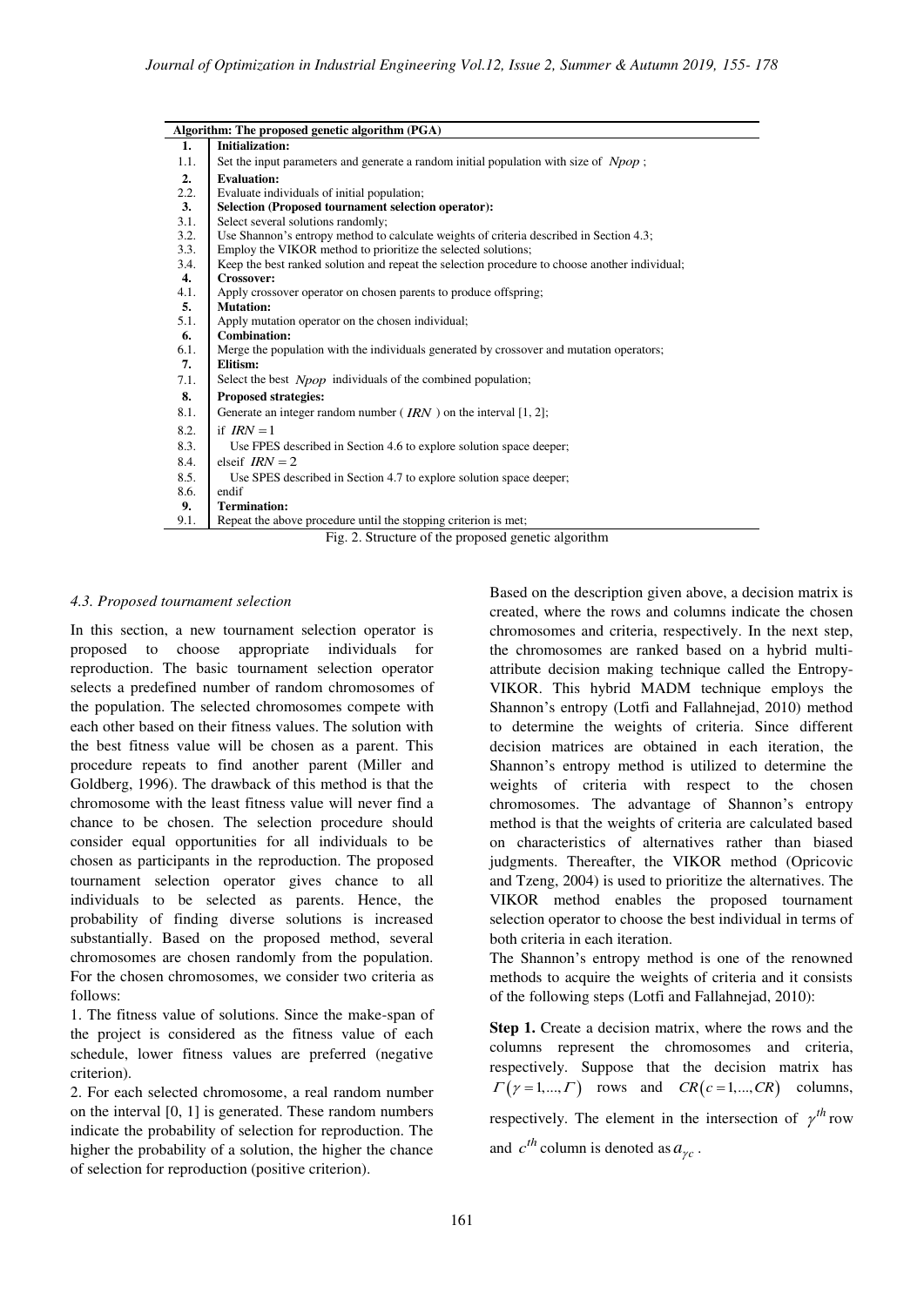| Algorithm: The proposed genetic algorithm (PGA) | |
|---|---|
| **1.** | **Initialization:** |
| 1.1. | Set the input parameters and generate a random initial population with size of $Npop$ ; |
| **2.** | **Evaluation:** |
| 2.2. | Evaluate individuals of initial population; |
| **3.** | **Selection (Proposed tournament selection operator):** |
| 3.1. | Select several solutions randomly; |
| 3.2. | Use Shannon's entropy method to calculate weights of criteria described in Section 4.3; |
| 3.3. | Employ the VIKOR method to prioritize the selected solutions; |
| 3.4. | Keep the best ranked solution and repeat the selection procedure to choose another individual; |
| **4.** | **Crossover:** |
| 4.1. | Apply crossover operator on chosen parents to produce offspring; |
| **5.** | **Mutation:** |
| 5.1. | Apply mutation operator on the chosen individual; |
| **6.** | **Combination:** |
| 6.1. | Merge the population with the individuals generated by crossover and mutation operators; |
| **7.** | **Elitism:** |
| 7.1. | Select the best $Npop$ individuals of the combined population; |
| **8.** | **Proposed strategies:** |
| 8.1. | Generate an integer random number ( $IRN$ ) on the interval [1, 2]; |
| 8.2. | if $IRN = 1$ |
| 8.3. | Use FPES described in Section 4.6 to explore solution space deeper; |
| 8.4. | elseif $IRN = 2$ |
| 8.5. | Use SPES described in Section 4.7 to explore solution space deeper; |
| 8.6. | endif |
| **9.** | **Termination:** |
| 9.1. | Repeat the above procedure until the stopping criterion is met; |

Fig. 2. Structure of the proposed genetic algorithm

### *4.3. Proposed tournament selection*

In this section, a new tournament selection operator is proposed to choose appropriate individuals for reproduction. The basic tournament selection operator selects a predefined number of random chromosomes of the population. The selected chromosomes compete with each other based on their fitness values. The solution with the best fitness value will be chosen as a parent. This procedure repeats to find another parent (Miller and Goldberg, 1996). The drawback of this method is that the chromosome with the least fitness value will never find a chance to be chosen. The selection procedure should consider equal opportunities for all individuals to be chosen as participants in the reproduction. The proposed tournament selection operator gives chance to all individuals to be selected as parents. Hence, the probability of finding diverse solutions is increased substantially. Based on the proposed method, several chromosomes are chosen randomly from the population. For the chosen chromosomes, we consider two criteria as follows:

1. The fitness value of solutions. Since the make-span of the project is considered as the fitness value of each schedule, lower fitness values are preferred (negative criterion).
2. For each selected chromosome, a real random number on the interval [0, 1] is generated. These random numbers indicate the probability of selection for reproduction. The higher the probability of a solution, the higher the chance of selection for reproduction (positive criterion).

Based on the description given above, a decision matrix is created, where the rows and columns indicate the chosen chromosomes and criteria, respectively. In the next step, the chromosomes are ranked based on a hybrid multi-attribute decision making technique called the Entropy-VIKOR. This hybrid MADM technique employs the Shannon's entropy (Lotfi and Fallahnejad, 2010) method to determine the weights of criteria. Since different decision matrices are obtained in each iteration, the Shannon's entropy method is utilized to determine the weights of criteria with respect to the chosen chromosomes. The advantage of Shannon's entropy method is that the weights of criteria are calculated based on characteristics of alternatives rather than biased judgments. Thereafter, the VIKOR method (Opricovic and Tzeng, 2004) is used to prioritize the alternatives. The VIKOR method enables the proposed tournament selection operator to choose the best individual in terms of both criteria in each iteration.

The Shannon's entropy method is one of the renowned methods to acquire the weights of criteria and it consists of the following steps (Lotfi and Fallahnejad, 2010):

**Step 1.** Create a decision matrix, where the rows and the columns represent the chromosomes and criteria, respectively. Suppose that the decision matrix has $\Gamma(\gamma = 1,...,\Gamma)$ rows and $CR(c = 1,...,CR)$ columns, respectively. The element in the intersection of $\gamma^{th}$ row and $c^{th}$ column is denoted as $a_{\gamma c}$.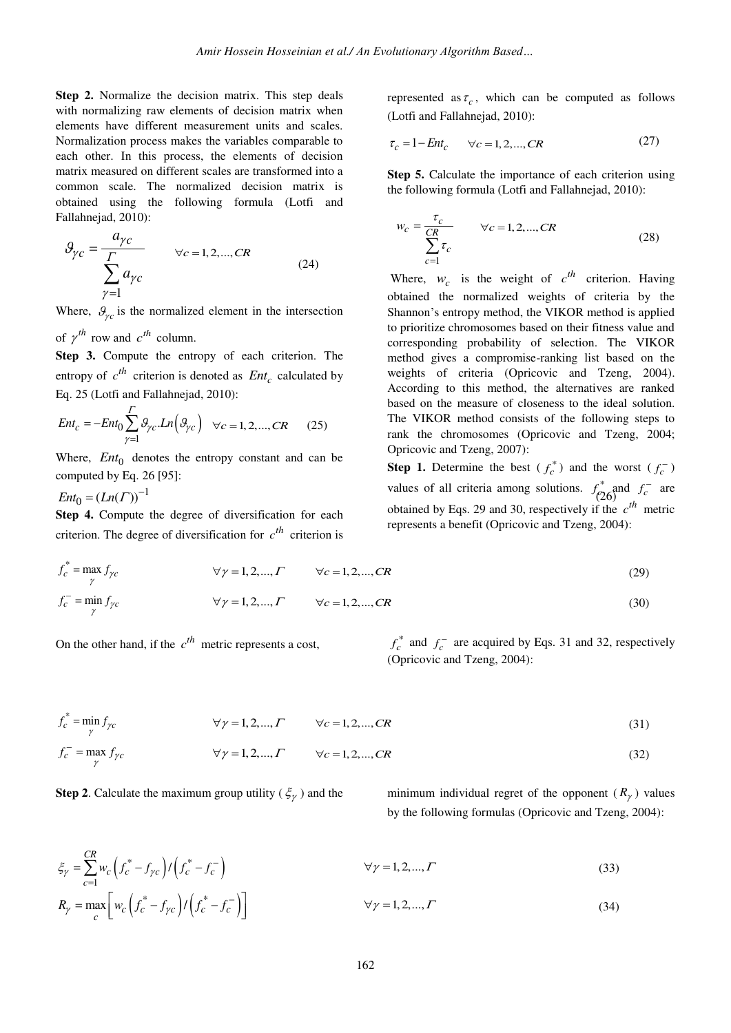**Step 2.** Normalize the decision matrix. This step deals with normalizing raw elements of decision matrix when elements have different measurement units and scales. Normalization process makes the variables comparable to each other. In this process, the elements of decision matrix measured on different scales are transformed into a common scale. The normalized decision matrix is obtained using the following formula (Lotfi and Fallahnejad, 2010):

$$\vartheta_{\gamma c} = \frac{a_{\gamma c}}{\sum_{\gamma=1}^{\Gamma} a_{\gamma c}} \qquad \forall c = 1, 2, ..., CR \tag{24}$$

Where, $\vartheta_{\gamma c}$ is the normalized element in the intersection of $\gamma^{th}$ row and $c^{th}$ column.

**Step 3.** Compute the entropy of each criterion. The entropy of $c^{th}$ criterion is denoted as $Ent_c$ calculated by Eq. 25 (Lotfi and Fallahnejad, 2010):

$$Ent_c = -Ent_0 \sum_{\gamma=1}^{\Gamma} \vartheta_{\gamma c}.Ln\left(\vartheta_{\gamma c}\right) \quad \forall c = 1, 2, ..., CR \tag{25}$$

Where, $Ent_0$ denotes the entropy constant and can be computed by Eq. 26 [95]:

$$Ent_0 = (Ln(\Gamma))^{-1} \tag{26}$$

**Step 4.** Compute the degree of diversification for each criterion. The degree of diversification for $c^{th}$ criterion is represented as $\tau_c$, which can be computed as follows (Lotfi and Fallahnejad, 2010):

$$\tau_c = 1 - Ent_c \qquad \forall c = 1, 2, ..., CR \tag{27}$$

**Step 5.** Calculate the importance of each criterion using the following formula (Lotfi and Fallahnejad, 2010):

$$w_c = \frac{\tau_c}{\sum_{c=1}^{CR} \tau_c} \qquad \forall c = 1, 2, ..., CR \tag{28}$$

Where, $w_c$ is the weight of $c^{th}$ criterion. Having obtained the normalized weights of criteria by the Shannon's entropy method, the VIKOR method is applied to prioritize chromosomes based on their fitness value and corresponding probability of selection. The VIKOR method gives a compromise-ranking list based on the weights of criteria (Opricovic and Tzeng, 2004). According to this method, the alternatives are ranked based on the measure of closeness to the ideal solution. The VIKOR method consists of the following steps to rank the chromosomes (Opricovic and Tzeng, 2004; Opricovic and Tzeng, 2007):

**Step 1.** Determine the best ($f_c^*$) and the worst ($f_c^-$) values of all criteria among solutions. $f_c^*$ and $f_c^-$ are obtained by Eqs. 29 and 30, respectively if the $c^{th}$ metric represents a benefit (Opricovic and Tzeng, 2004):

$$f_c^* = \max_{\gamma} f_{\gamma c} \qquad \forall \gamma = 1, 2, ..., \Gamma \qquad \forall c = 1, 2, ..., CR \tag{29}$$

$$f_c^- = \min_{\gamma} f_{\gamma c} \qquad \forall \gamma = 1, 2, ..., \Gamma \qquad \forall c = 1, 2, ..., CR \tag{30}$$

On the other hand, if the $c^{th}$ metric represents a cost, $f_c^*$ and $f_c^-$ are acquired by Eqs. 31 and 32, respectively (Opricovic and Tzeng, 2004):

$$f_c^* = \min_{\gamma} f_{\gamma c} \qquad \forall \gamma = 1, 2, ..., \Gamma \qquad \forall c = 1, 2, ..., CR \tag{31}$$

$$f_c^- = \max_{\gamma} f_{\gamma c} \qquad \forall \gamma = 1, 2, ..., \Gamma \qquad \forall c = 1, 2, ..., CR \tag{32}$$

**Step 2**. Calculate the maximum group utility ($\xi_\gamma$) and the minimum individual regret of the opponent ($R_\gamma$) values by the following formulas (Opricovic and Tzeng, 2004):

$$\xi_\gamma = \sum_{c=1}^{CR} w_c \left(f_c^* - f_{\gamma c}\right) / \left(f_c^* - f_c^-\right) \qquad \forall \gamma = 1, 2, ..., \Gamma \tag{33}$$

$$R_\gamma = \max_{c} \left[ w_c \left(f_c^* - f_{\gamma c}\right) / \left(f_c^* - f_c^-\right) \right] \qquad \forall \gamma = 1, 2, ..., \Gamma \tag{34}$$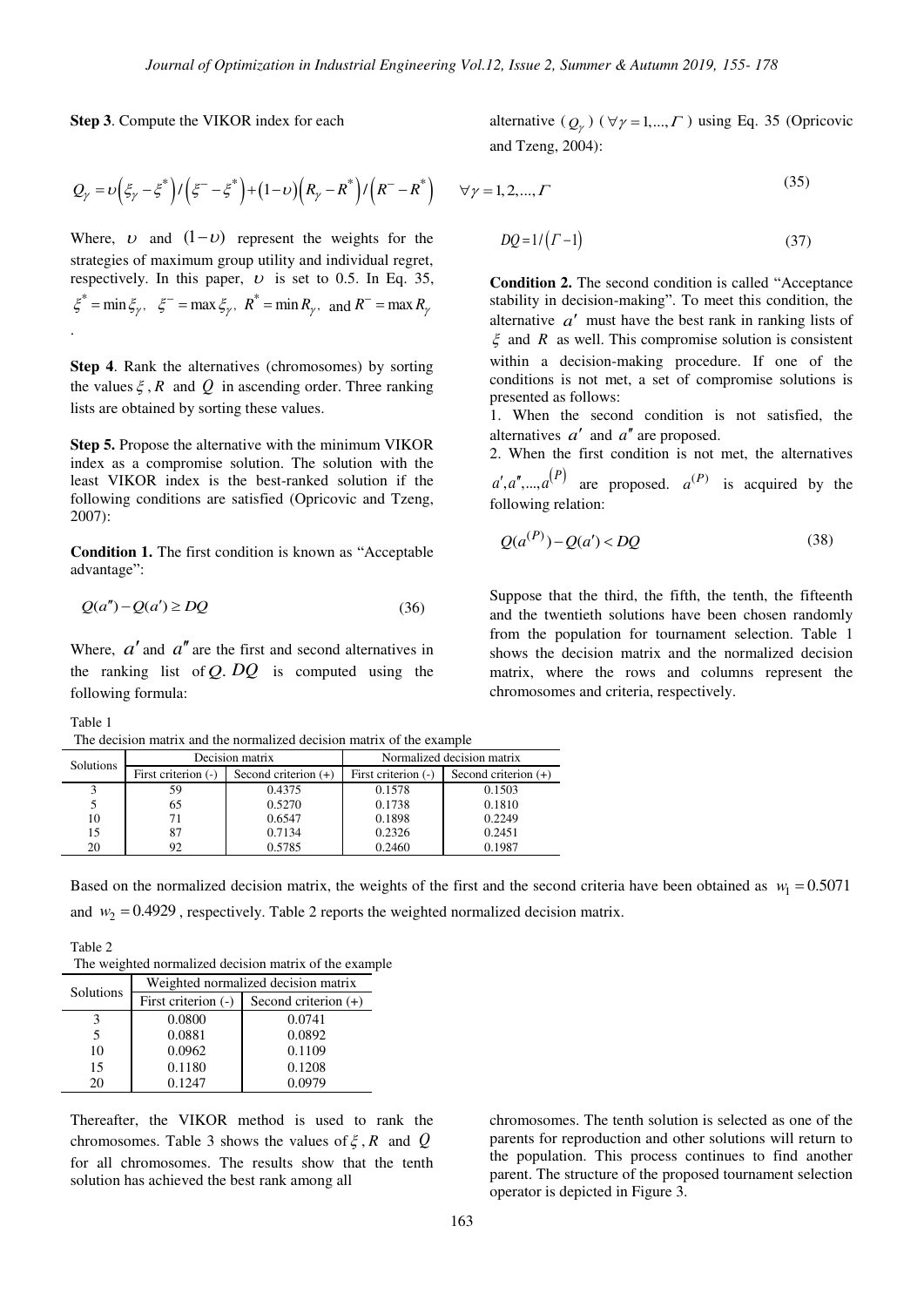**Step 3**. Compute the VIKOR index for each alternative ($Q_{\gamma}$) ($\forall \gamma = 1,...,\Gamma$) using Eq. 35 (Opricovic and Tzeng, 2004):

$$Q_{\gamma} = \upsilon\left(\xi_{\gamma} - \xi^{*}\right)/\left(\xi^{-} - \xi^{*}\right) + \left(1-\upsilon\right)\left(R_{\gamma} - R^{*}\right)/\left(R^{-} - R^{*}\right) \qquad \forall \gamma = 1,2,...,\Gamma \tag{35}$$

Where, $\upsilon$ and $(1-\upsilon)$ represent the weights for the strategies of maximum group utility and individual regret, respectively. In this paper, $\upsilon$ is set to 0.5. In Eq. 35, $\xi^{*} = \min \xi_{\gamma}$, $\xi^{-} = \max \xi_{\gamma}$, $R^{*} = \min R_{\gamma}$, and $R^{-} = \max R_{\gamma}$.

**Step 4**. Rank the alternatives (chromosomes) by sorting the values $\xi$, $R$ and $Q$ in ascending order. Three ranking lists are obtained by sorting these values.

**Step 5.** Propose the alternative with the minimum VIKOR index as a compromise solution. The solution with the least VIKOR index is the best-ranked solution if the following conditions are satisfied (Opricovic and Tzeng, 2007):

**Condition 1.** The first condition is known as "Acceptable advantage":

$$Q(a'') - Q(a') \geq DQ \tag{36}$$

Where, $a'$ and $a''$ are the first and second alternatives in the ranking list of $Q$. $DQ$ is computed using the following formula:

$$DQ = 1/\left(\Gamma - 1\right) \tag{37}$$

**Condition 2.** The second condition is called "Acceptance stability in decision-making". To meet this condition, the alternative $a'$ must have the best rank in ranking lists of $\xi$ and $R$ as well. This compromise solution is consistent within a decision-making procedure. If one of the conditions is not met, a set of compromise solutions is presented as follows:

1. When the second condition is not satisfied, the alternatives $a'$ and $a''$ are proposed.
2. When the first condition is not met, the alternatives $a', a'', ..., a^{(P)}$ are proposed. $a^{(P)}$ is acquired by the following relation:

$$Q(a^{(P)}) - Q(a') < DQ \tag{38}$$

Suppose that the third, the fifth, the tenth, the fifteenth and the twentieth solutions have been chosen randomly from the population for tournament selection. Table 1 shows the decision matrix and the normalized decision matrix, where the rows and columns represent the chromosomes and criteria, respectively.

Table 1
The decision matrix and the normalized decision matrix of the example

| Solutions | Decision matrix | | Normalized decision matrix | |
|---|---|---|---|---|
| | First criterion (-) | Second criterion (+) | First criterion (-) | Second criterion (+) |
| 3 | 59 | 0.4375 | 0.1578 | 0.1503 |
| 5 | 65 | 0.5270 | 0.1738 | 0.1810 |
| 10 | 71 | 0.6547 | 0.1898 | 0.2249 |
| 15 | 87 | 0.7134 | 0.2326 | 0.2451 |
| 20 | 92 | 0.5785 | 0.2460 | 0.1987 |

Based on the normalized decision matrix, the weights of the first and the second criteria have been obtained as $w_1 = 0.5071$ and $w_2 = 0.4929$, respectively. Table 2 reports the weighted normalized decision matrix.

Table 2
The weighted normalized decision matrix of the example

| Solutions | Weighted normalized decision matrix | |
|---|---|---|
| | First criterion (-) | Second criterion (+) |
| 3 | 0.0800 | 0.0741 |
| 5 | 0.0881 | 0.0892 |
| 10 | 0.0962 | 0.1109 |
| 15 | 0.1180 | 0.1208 |
| 20 | 0.1247 | 0.0979 |

Thereafter, the VIKOR method is used to rank the chromosomes. Table 3 shows the values of $\xi$, $R$ and $Q$ for all chromosomes. The results show that the tenth solution has achieved the best rank among all chromosomes. The tenth solution is selected as one of the parents for reproduction and other solutions will return to the population. This process continues to find another parent. The structure of the proposed tournament selection operator is depicted in Figure 3.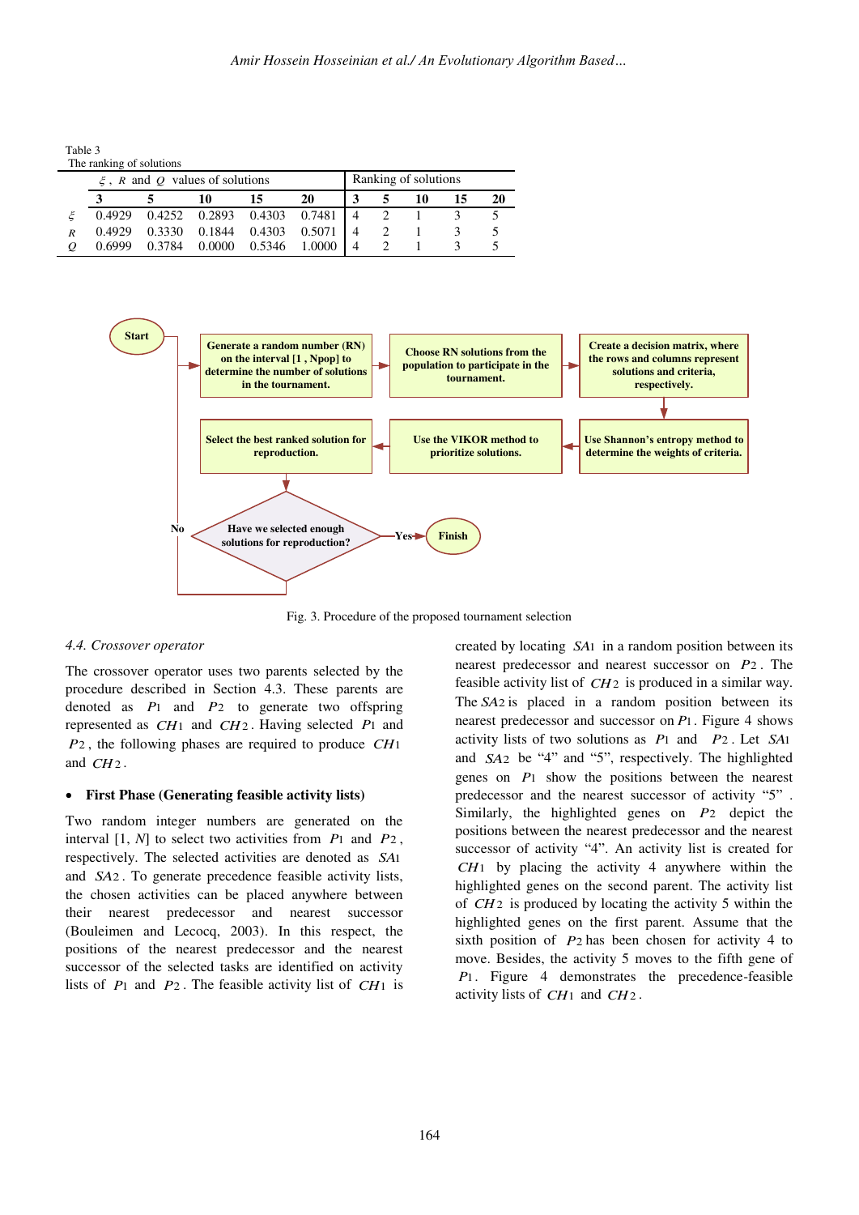Table 3
The ranking of solutions

| | $\xi$, $R$ and $Q$ values of solutions | | | | | Ranking of solutions | | | | |
|---|---|---|---|---|---|---|---|---|---|---|
| | **3** | **5** | **10** | **15** | **20** | **3** | **5** | **10** | **15** | **20** |
| $\xi$ | 0.4929 | 0.4252 | 0.2893 | 0.4303 | 0.7481 | 4 | 2 | 1 | 3 | 5 |
| $R$ | 0.4929 | 0.3330 | 0.1844 | 0.4303 | 0.5071 | 4 | 2 | 1 | 3 | 5 |
| $Q$ | 0.6999 | 0.3784 | 0.0000 | 0.5346 | 1.0000 | 4 | 2 | 1 | 3 | 5 |

Start → Generate a random number (RN) on the interval [1 , Npop] to determine the number of solutions in the tournament. → Choose RN solutions from the population to participate in the tournament. → Create a decision matrix, where the rows and columns represent solutions and criteria, respectively. → Use Shannon's entropy method to determine the weights of criteria. → Use the VIKOR method to prioritize solutions. → Select the best ranked solution for reproduction. → Have we selected enough solutions for reproduction? (No → back to generating a random number; Yes → Finish)

Fig. 3. Procedure of the proposed tournament selection

### 4.4. Crossover operator

The crossover operator uses two parents selected by the procedure described in Section 4.3. These parents are denoted as $P1$ and $P2$ to generate two offspring represented as $CH1$ and $CH2$. Having selected $P1$ and $P2$, the following phases are required to produce $CH1$ and $CH2$.

- **First Phase (Generating feasible activity lists)**

Two random integer numbers are generated on the interval [1, $N$] to select two activities from $P1$ and $P2$, respectively. The selected activities are denoted as $SA1$ and $SA2$. To generate precedence feasible activity lists, the chosen activities can be placed anywhere between their nearest predecessor and nearest successor (Bouleimen and Lecocq, 2003). In this respect, the positions of the nearest predecessor and the nearest successor of the selected tasks are identified on activity lists of $P1$ and $P2$. The feasible activity list of $CH1$ is created by locating $SA1$ in a random position between its nearest predecessor and nearest successor on $P2$. The feasible activity list of $CH2$ is produced in a similar way. The $SA2$ is placed in a random position between its nearest predecessor and successor on $P1$. Figure 4 shows activity lists of two solutions as $P1$ and $P2$. Let $SA1$ and $SA2$ be "4" and "5", respectively. The highlighted genes on $P1$ show the positions between the nearest predecessor and the nearest successor of activity "5". Similarly, the highlighted genes on $P2$ depict the positions between the nearest predecessor and the nearest successor of activity "4". An activity list is created for $CH1$ by placing the activity 4 anywhere within the highlighted genes on the second parent. The activity list of $CH2$ is produced by locating the activity 5 within the highlighted genes on the first parent. Assume that the sixth position of $P2$ has been chosen for activity 4 to move. Besides, the activity 5 moves to the fifth gene of $P1$. Figure 4 demonstrates the precedence-feasible activity lists of $CH1$ and $CH2$.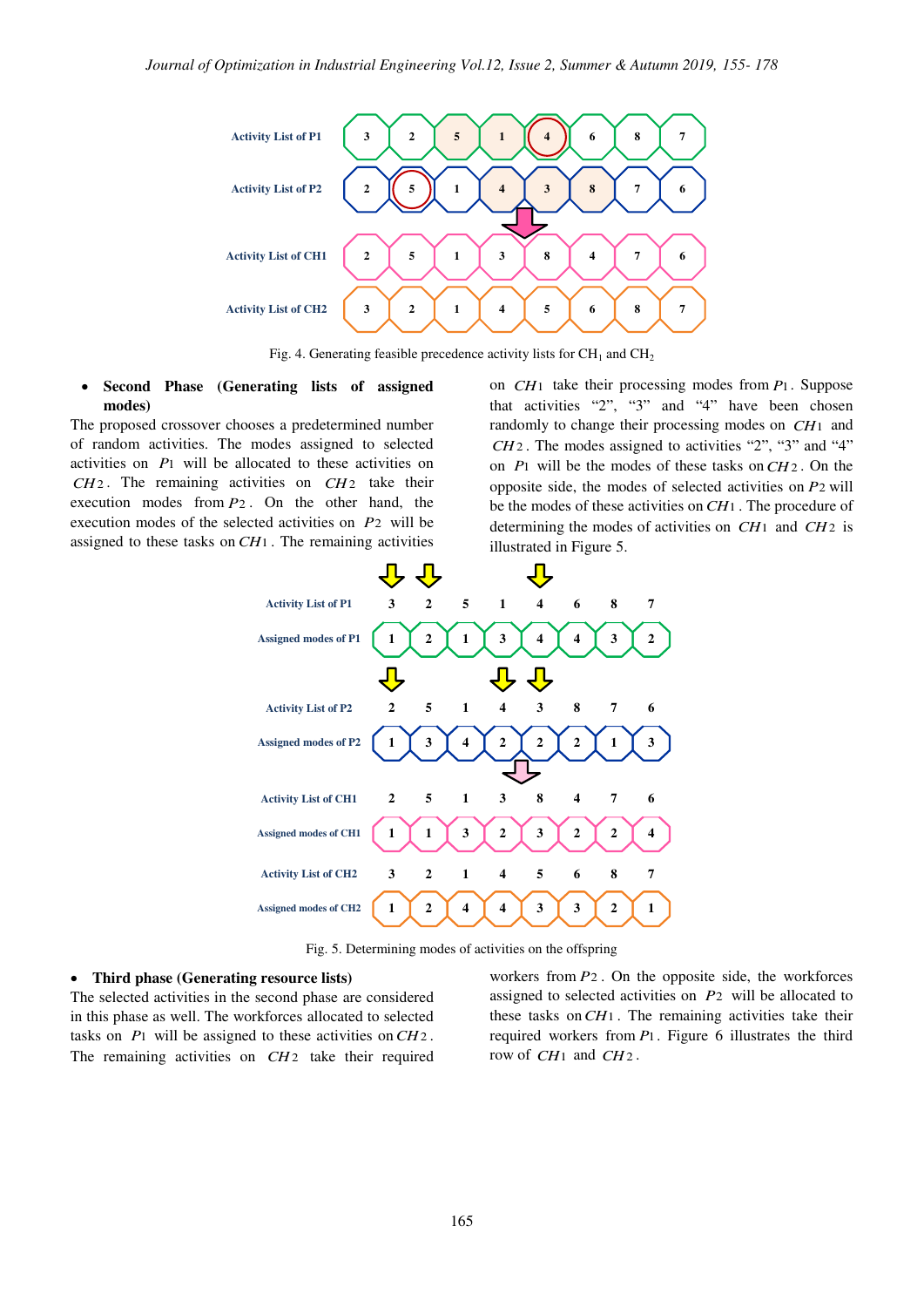Activity List of P1: 3 2 5 1 4 6 8 7

Activity List of P2: 2 5 1 4 3 8 7 6

Activity List of CH1: 2 5 1 3 8 4 7 6

Activity List of CH2: 3 2 1 4 5 6 8 7

Fig. 4. Generating feasible precedence activity lists for $CH_1$ and $CH_2$

- **Second Phase (Generating lists of assigned modes)**

The proposed crossover chooses a predetermined number of random activities. The modes assigned to selected activities on $P1$ will be allocated to these activities on $CH2$. The remaining activities on $CH2$ take their execution modes from $P2$. On the other hand, the execution modes of the selected activities on $P2$ will be assigned to these tasks on $CH1$. The remaining activities on $CH1$ take their processing modes from $P1$. Suppose that activities "2", "3" and "4" have been chosen randomly to change their processing modes on $CH1$ and $CH2$. The modes assigned to activities "2", "3" and "4" on $P1$ will be the modes of these tasks on $CH2$. On the opposite side, the modes of selected activities on $P2$ will be the modes of these activities on $CH1$. The procedure of determining the modes of activities on $CH1$ and $CH2$ is illustrated in Figure 5.

| | | | | | | | | |
|---|---|---|---|---|---|---|---|---|
| Activity List of P1 | 3 | 2 | 5 | 1 | 4 | 6 | 8 | 7 |
| Assigned modes of P1 | 1 | 2 | 1 | 3 | 4 | 4 | 3 | 2 |
| Activity List of P2 | 2 | 5 | 1 | 4 | 3 | 8 | 7 | 6 |
| Assigned modes of P2 | 1 | 3 | 4 | 2 | 2 | 2 | 1 | 3 |
| Activity List of CH1 | 2 | 5 | 1 | 3 | 8 | 4 | 7 | 6 |
| Assigned modes of CH1 | 1 | 1 | 3 | 2 | 3 | 2 | 2 | 4 |
| Activity List of CH2 | 3 | 2 | 1 | 4 | 5 | 6 | 8 | 7 |
| Assigned modes of CH2 | 1 | 2 | 4 | 4 | 3 | 3 | 2 | 1 |

Fig. 5. Determining modes of activities on the offspring

- **Third phase (Generating resource lists)**

The selected activities in the second phase are considered in this phase as well. The workforces allocated to selected tasks on $P1$ will be assigned to these activities on $CH2$. The remaining activities on $CH2$ take their required workers from $P2$. On the opposite side, the workforces assigned to selected activities on $P2$ will be allocated to these tasks on $CH1$. The remaining activities take their required workers from $P1$. Figure 6 illustrates the third row of $CH1$ and $CH2$.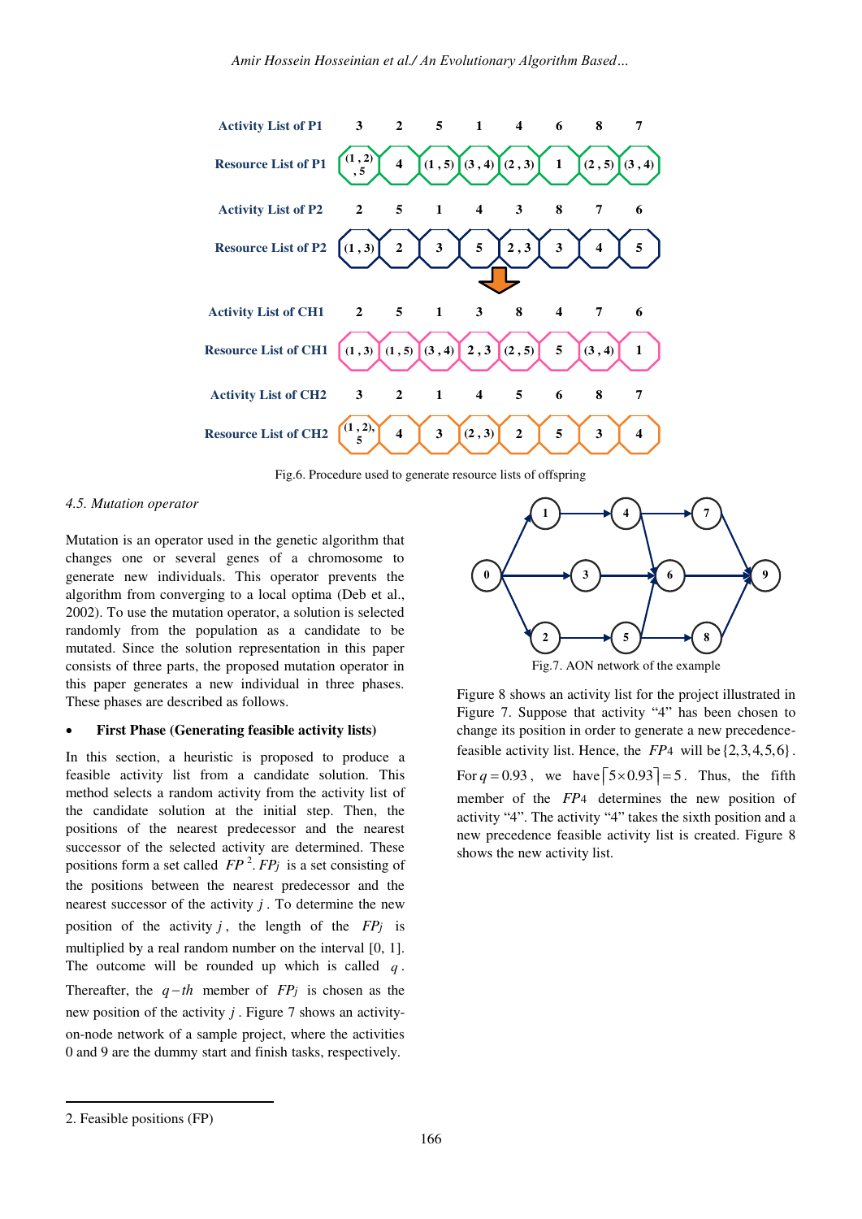| | | | | | | | | |
|---|---|---|---|---|---|---|---|---|
| **Activity List of P1** | 3 | 2 | 5 | 1 | 4 | 6 | 8 | 7 |
| **Resource List of P1** | (1 , 2) , 5 | 4 | (1 , 5) | (3 , 4) | (2 , 3) | 1 | (2 , 5) | (3 , 4) |
| **Activity List of P2** | 2 | 5 | 1 | 4 | 3 | 8 | 7 | 6 |
| **Resource List of P2** | (1 , 3) | 2 | 3 | 5 | 2 , 3 | 3 | 4 | 5 |
| **Activity List of CH1** | 2 | 5 | 1 | 3 | 8 | 4 | 7 | 6 |
| **Resource List of CH1** | (1 , 3) | (1 , 5) | (3 , 4) | 2 , 3 | (2 , 5) | 5 | (3 , 4) | 1 |
| **Activity List of CH2** | 3 | 2 | 1 | 4 | 5 | 6 | 8 | 7 |
| **Resource List of CH2** | (1 , 2), 5 | 4 | 3 | (2 , 3) | 2 | 5 | 3 | 4 |

Fig.6. Procedure used to generate resource lists of offspring

### *4.5. Mutation operator*

Mutation is an operator used in the genetic algorithm that changes one or several genes of a chromosome to generate new individuals. This operator prevents the algorithm from converging to a local optima (Deb et al., 2002). To use the mutation operator, a solution is selected randomly from the population as a candidate to be mutated. Since the solution representation in this paper consists of three parts, the proposed mutation operator in this paper generates a new individual in three phases. These phases are described as follows.

- **First Phase (Generating feasible activity lists)**

In this section, a heuristic is proposed to produce a feasible activity list from a candidate solution. This method selects a random activity from the activity list of the candidate solution at the initial step. Then, the positions of the nearest predecessor and the nearest successor of the selected activity are determined. These positions form a set called $FP$ [2]. $FPj$ is a set consisting of the positions between the nearest predecessor and the nearest successor of the activity $j$. To determine the new position of the activity $j$, the length of the $FPj$ is multiplied by a real random number on the interval [0, 1]. The outcome will be rounded up which is called $q$. Thereafter, the $q-th$ member of $FPj$ is chosen as the new position of the activity $j$. Figure 7 shows an activity-on-node network of a sample project, where the activities 0 and 9 are the dummy start and finish tasks, respectively.

Fig.7. AON network of the example

Figure 8 shows an activity list for the project illustrated in Figure 7. Suppose that activity "4" has been chosen to change its position in order to generate a new precedence-feasible activity list. Hence, the $FP4$ will be $\{2,3,4,5,6\}$. For $q = 0.93$, we have $\lceil 5 \times 0.93 \rceil = 5$. Thus, the fifth member of the $FP4$ determines the new position of activity "4". The activity "4" takes the sixth position and a new precedence feasible activity list is created. Figure 8 shows the new activity list.

2. Feasible positions (FP)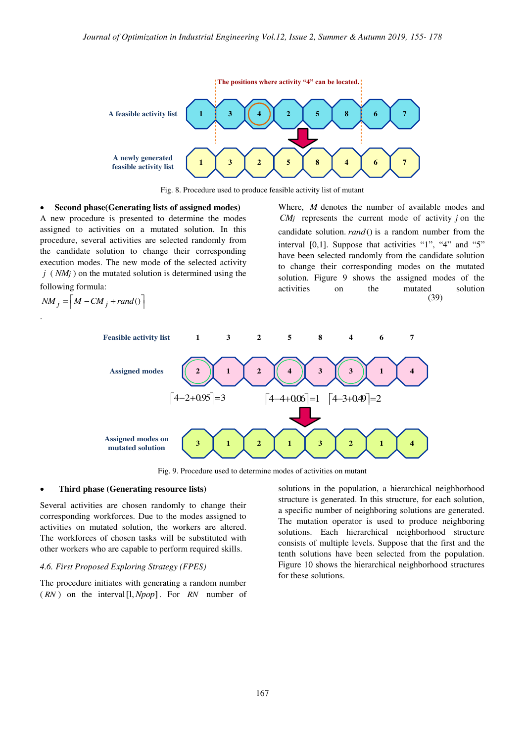Fig. 8. Procedure used to produce feasible activity list of mutant

- **Second phase(Generating lists of assigned modes)**

A new procedure is presented to determine the modes assigned to activities on a mutated solution. In this procedure, several activities are selected randomly from the candidate solution to change their corresponding execution modes. The new mode of the selected activity $j$ ( $NM_j$ ) on the mutated solution is determined using the following formula:

$$NM_j = \lceil M - CM_j + rand() \rceil \tag{39}$$

Where, $M$ denotes the number of available modes and $CM_j$ represents the current mode of activity $j$ on the candidate solution. $rand()$ is a random number from the interval [0,1]. Suppose that activities "1", "4" and "5" have been selected randomly from the candidate solution to change their corresponding modes on the mutated solution. Figure 9 shows the assigned modes of the activities on the mutated solution.

Fig. 9. Procedure used to determine modes of activities on mutant

- **Third phase (Generating resource lists)**

Several activities are chosen randomly to change their corresponding workforces. Due to the modes assigned to activities on mutated solution, the workers are altered. The workforces of chosen tasks will be substituted with other workers who are capable to perform required skills.

*4.6. First Proposed Exploring Strategy (FPES)*

The procedure initiates with generating a random number ( $RN$ ) on the interval $[1, Npop]$. For $RN$ number of solutions in the population, a hierarchical neighborhood structure is generated. In this structure, for each solution, a specific number of neighboring solutions are generated. The mutation operator is used to produce neighboring solutions. Each hierarchical neighborhood structure consists of multiple levels. Suppose that the first and the tenth solutions have been selected from the population. Figure 10 shows the hierarchical neighborhood structures for these solutions.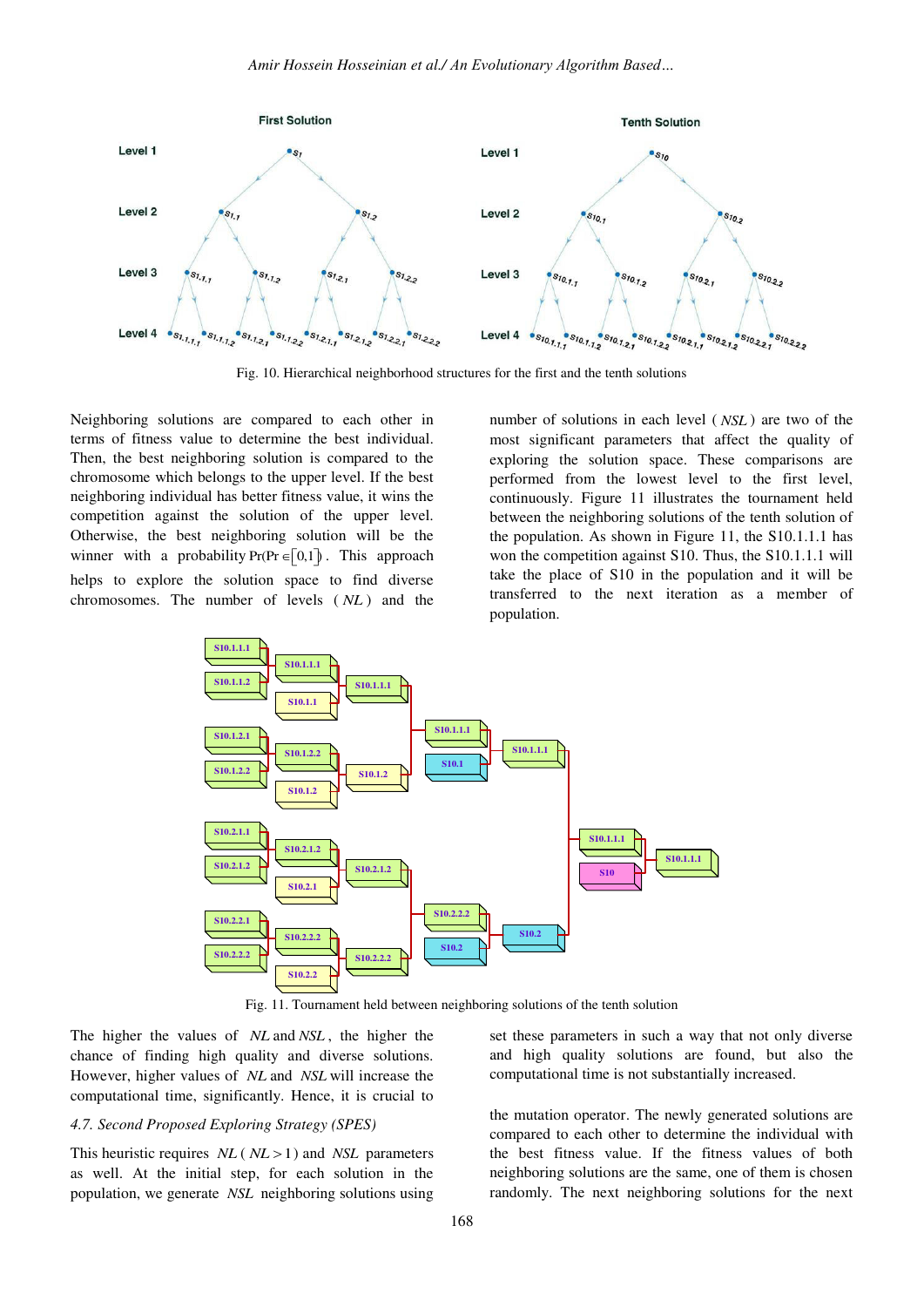Fig. 10. Hierarchical neighborhood structures for the first and the tenth solutions

Neighboring solutions are compared to each other in terms of fitness value to determine the best individual. Then, the best neighboring solution is compared to the chromosome which belongs to the upper level. If the best neighboring individual has better fitness value, it wins the competition against the solution of the upper level. Otherwise, the best neighboring solution will be the winner with a probability $\Pr(\Pr \in [0,1])$. This approach helps to explore the solution space to find diverse chromosomes. The number of levels ($NL$) and the number of solutions in each level ($NSL$) are two of the most significant parameters that affect the quality of exploring the solution space. These comparisons are performed from the lowest level to the first level, continuously. Figure 11 illustrates the tournament held between the neighboring solutions of the tenth solution of the population. As shown in Figure 11, the S10.1.1.1 has won the competition against S10. Thus, the S10.1.1.1 will take the place of S10 in the population and it will be transferred to the next iteration as a member of population.

Fig. 11. Tournament held between neighboring solutions of the tenth solution

The higher the values of $NL$ and $NSL$, the higher the chance of finding high quality and diverse solutions. However, higher values of $NL$ and $NSL$ will increase the computational time, significantly. Hence, it is crucial to set these parameters in such a way that not only diverse and high quality solutions are found, but also the computational time is not substantially increased.

### 4.7. Second Proposed Exploring Strategy (SPES)

This heuristic requires $NL$ ($NL > 1$) and $NSL$ parameters as well. At the initial step, for each solution in the population, we generate $NSL$ neighboring solutions using the mutation operator. The newly generated solutions are compared to each other to determine the individual with the best fitness value. If the fitness values of both neighboring solutions are the same, one of them is chosen randomly. The next neighboring solutions for the next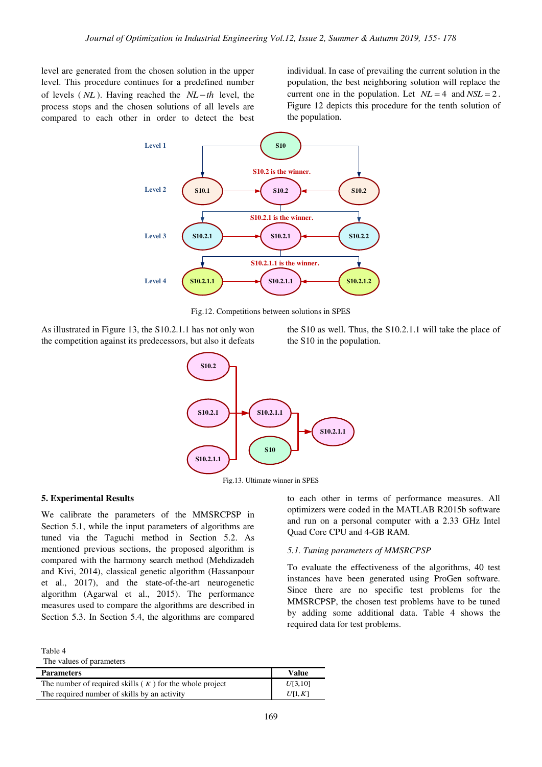level are generated from the chosen solution in the upper level. This procedure continues for a predefined number of levels ( $NL$ ). Having reached the $NL-th$ level, the process stops and the chosen solutions of all levels are compared to each other in order to detect the best individual. In case of prevailing the current solution in the population, the best neighboring solution will replace the current one in the population. Let $NL=4$ and $NSL=2$. Figure 12 depicts this procedure for the tenth solution of the population.

Fig.12. Competitions between solutions in SPES

As illustrated in Figure 13, the S10.2.1.1 has not only won the competition against its predecessors, but also it defeats the S10 as well. Thus, the S10.2.1.1 will take the place of the S10 in the population.

Fig.13. Ultimate winner in SPES

## 5. Experimental Results

We calibrate the parameters of the MMSRCPSP in Section 5.1, while the input parameters of algorithms are tuned via the Taguchi method in Section 5.2. As mentioned previous sections, the proposed algorithm is compared with the harmony search method (Mehdizadeh and Kivi, 2014), classical genetic algorithm (Hassanpour et al., 2017), and the state-of-the-art neurogenetic algorithm (Agarwal et al., 2015). The performance measures used to compare the algorithms are described in Section 5.3. In Section 5.4, the algorithms are compared to each other in terms of performance measures. All optimizers were coded in the MATLAB R2015b software and run on a personal computer with a 2.33 GHz Intel Quad Core CPU and 4-GB RAM.

### *5.1. Tuning parameters of MMSRCPSP*

To evaluate the effectiveness of the algorithms, 40 test instances have been generated using ProGen software. Since there are no specific test problems for the MMSRCPSP, the chosen test problems have to be tuned by adding some additional data. Table 4 shows the required data for test problems.

Table 4
The values of parameters

| Parameters | Value |
|---|---|
| The number of required skills ( $K$ ) for the whole project | $U[3,10]$ |
| The required number of skills by an activity | $U[1,K]$ |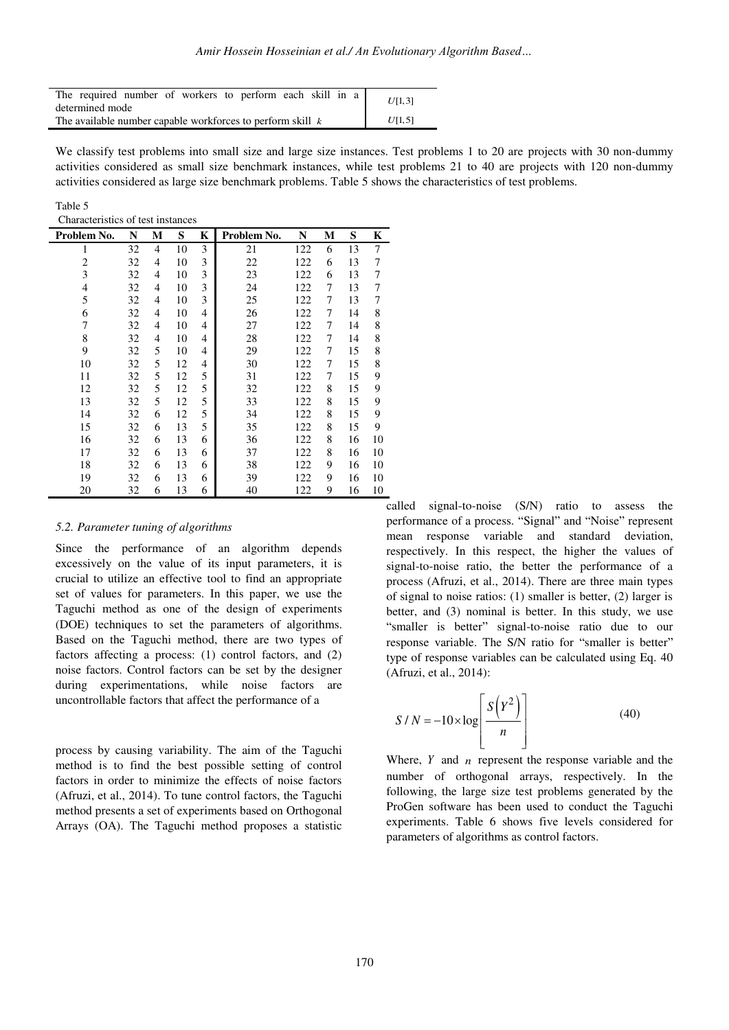| | |
|---|---|
| The required number of workers to perform each skill in a determined mode | $U[1,3]$ |
| The available number capable workforces to perform skill $k$ | $U[1,5]$ |

We classify test problems into small size and large size instances. Test problems 1 to 20 are projects with 30 non-dummy activities considered as small size benchmark instances, while test problems 21 to 40 are projects with 120 non-dummy activities considered as large size benchmark problems. Table 5 shows the characteristics of test problems.

Table 5
Characteristics of test instances

| Problem No. | N | M | S | K | Problem No. | N | M | S | K |
|---|---|---|---|---|---|---|---|---|---|
| 1 | 32 | 4 | 10 | 3 | 21 | 122 | 6 | 13 | 7 |
| 2 | 32 | 4 | 10 | 3 | 22 | 122 | 6 | 13 | 7 |
| 3 | 32 | 4 | 10 | 3 | 23 | 122 | 6 | 13 | 7 |
| 4 | 32 | 4 | 10 | 3 | 24 | 122 | 7 | 13 | 7 |
| 5 | 32 | 4 | 10 | 3 | 25 | 122 | 7 | 13 | 7 |
| 6 | 32 | 4 | 10 | 4 | 26 | 122 | 7 | 14 | 8 |
| 7 | 32 | 4 | 10 | 4 | 27 | 122 | 7 | 14 | 8 |
| 8 | 32 | 4 | 10 | 4 | 28 | 122 | 7 | 14 | 8 |
| 9 | 32 | 5 | 10 | 4 | 29 | 122 | 7 | 15 | 8 |
| 10 | 32 | 5 | 12 | 4 | 30 | 122 | 7 | 15 | 8 |
| 11 | 32 | 5 | 12 | 5 | 31 | 122 | 7 | 15 | 9 |
| 12 | 32 | 5 | 12 | 5 | 32 | 122 | 8 | 15 | 9 |
| 13 | 32 | 5 | 12 | 5 | 33 | 122 | 8 | 15 | 9 |
| 14 | 32 | 6 | 12 | 5 | 34 | 122 | 8 | 15 | 9 |
| 15 | 32 | 6 | 13 | 5 | 35 | 122 | 8 | 15 | 9 |
| 16 | 32 | 6 | 13 | 6 | 36 | 122 | 8 | 16 | 10 |
| 17 | 32 | 6 | 13 | 6 | 37 | 122 | 8 | 16 | 10 |
| 18 | 32 | 6 | 13 | 6 | 38 | 122 | 9 | 16 | 10 |
| 19 | 32 | 6 | 13 | 6 | 39 | 122 | 9 | 16 | 10 |
| 20 | 32 | 6 | 13 | 6 | 40 | 122 | 9 | 16 | 10 |

### *5.2. Parameter tuning of algorithms*

Since the performance of an algorithm depends excessively on the value of its input parameters, it is crucial to utilize an effective tool to find an appropriate set of values for parameters. In this paper, we use the Taguchi method as one of the design of experiments (DOE) techniques to set the parameters of algorithms. Based on the Taguchi method, there are two types of factors affecting a process: (1) control factors, and (2) noise factors. Control factors can be set by the designer during experimentations, while noise factors are uncontrollable factors that affect the performance of a process by causing variability. The aim of the Taguchi method is to find the best possible setting of control factors in order to minimize the effects of noise factors (Afruzi, et al., 2014). To tune control factors, the Taguchi method presents a set of experiments based on Orthogonal Arrays (OA). The Taguchi method proposes a statistic called signal-to-noise (S/N) ratio to assess the performance of a process. "Signal" and "Noise" represent mean response variable and standard deviation, respectively. In this respect, the higher the values of signal-to-noise ratio, the better the performance of a process (Afruzi, et al., 2014). There are three main types of signal to noise ratios: (1) smaller is better, (2) larger is better, and (3) nominal is better. In this study, we use "smaller is better" signal-to-noise ratio due to our response variable. The S/N ratio for "smaller is better" type of response variables can be calculated using Eq. 40 (Afruzi, et al., 2014):

$$S/N = -10 \times \log \left[ \frac{S\left(Y^2\right)}{n} \right] \tag{40}$$

Where, $Y$ and $n$ represent the response variable and the number of orthogonal arrays, respectively. In the following, the large size test problems generated by the ProGen software has been used to conduct the Taguchi experiments. Table 6 shows five levels considered for parameters of algorithms as control factors.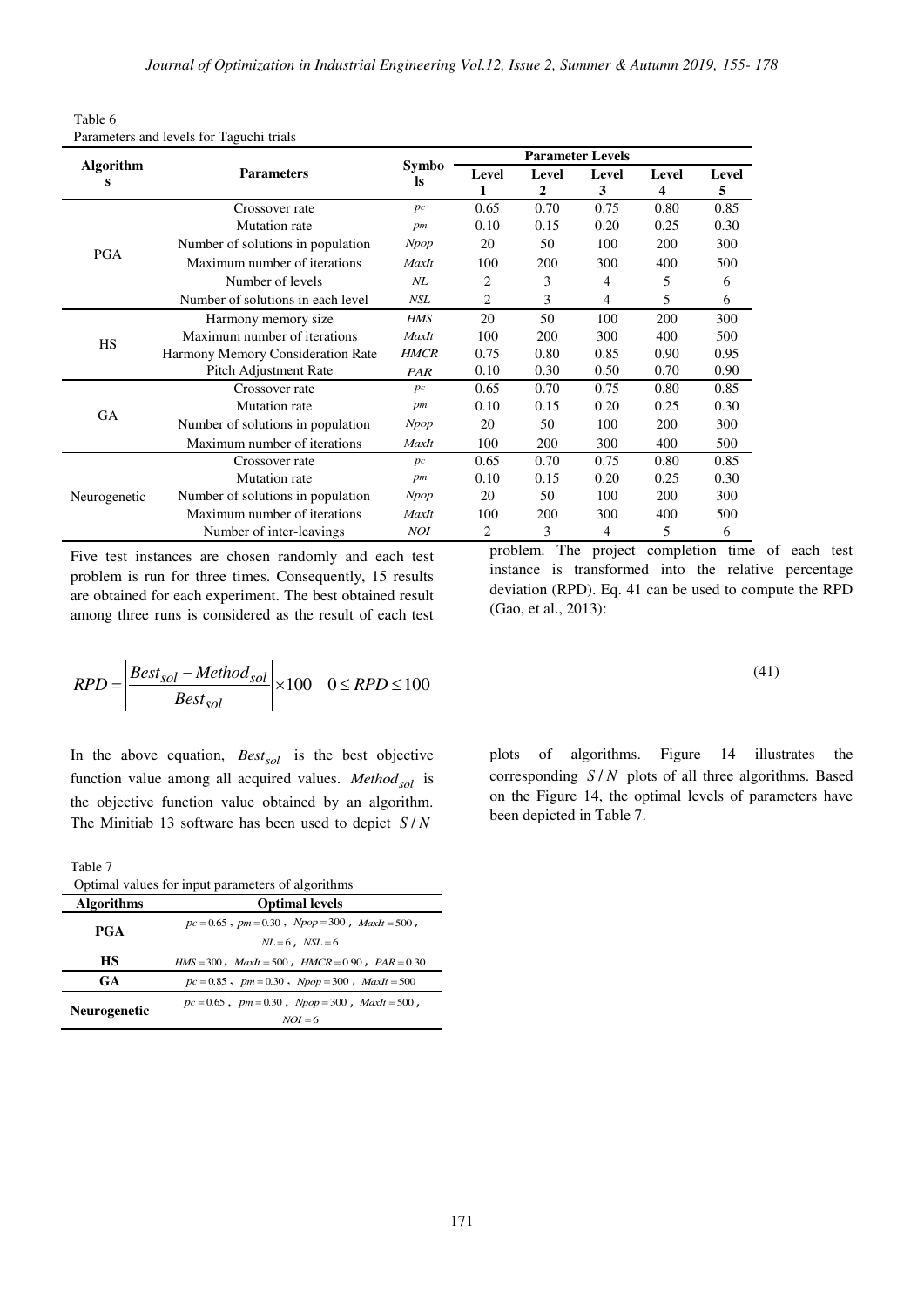Table 6
Parameters and levels for Taguchi trials

| Algorithms | Parameters | Symbols | Parameter Levels | | | | |
|---|---|---|---|---|---|---|---|
| | | | Level 1 | Level 2 | Level 3 | Level 4 | Level 5 |
| PGA | Crossover rate | $pc$ | 0.65 | 0.70 | 0.75 | 0.80 | 0.85 |
| | Mutation rate | $pm$ | 0.10 | 0.15 | 0.20 | 0.25 | 0.30 |
| | Number of solutions in population | $Npop$ | 20 | 50 | 100 | 200 | 300 |
| | Maximum number of iterations | $MaxIt$ | 100 | 200 | 300 | 400 | 500 |
| | Number of levels | $NL$ | 2 | 3 | 4 | 5 | 6 |
| | Number of solutions in each level | $NSL$ | 2 | 3 | 4 | 5 | 6 |
| HS | Harmony memory size | $HMS$ | 20 | 50 | 100 | 200 | 300 |
| | Maximum number of iterations | $MaxIt$ | 100 | 200 | 300 | 400 | 500 |
| | Harmony Memory Consideration Rate | $HMCR$ | 0.75 | 0.80 | 0.85 | 0.90 | 0.95 |
| | Pitch Adjustment Rate | $PAR$ | 0.10 | 0.30 | 0.50 | 0.70 | 0.90 |
| GA | Crossover rate | $pc$ | 0.65 | 0.70 | 0.75 | 0.80 | 0.85 |
| | Mutation rate | $pm$ | 0.10 | 0.15 | 0.20 | 0.25 | 0.30 |
| | Number of solutions in population | $Npop$ | 20 | 50 | 100 | 200 | 300 |
| | Maximum number of iterations | $MaxIt$ | 100 | 200 | 300 | 400 | 500 |
| Neurogenetic | Crossover rate | $pc$ | 0.65 | 0.70 | 0.75 | 0.80 | 0.85 |
| | Mutation rate | $pm$ | 0.10 | 0.15 | 0.20 | 0.25 | 0.30 |
| | Number of solutions in population | $Npop$ | 20 | 50 | 100 | 200 | 300 |
| | Maximum number of iterations | $MaxIt$ | 100 | 200 | 300 | 400 | 500 |
| | Number of inter-leavings | $NOI$ | 2 | 3 | 4 | 5 | 6 |

Five test instances are chosen randomly and each test problem is run for three times. Consequently, 15 results are obtained for each experiment. The best obtained result among three runs is considered as the result of each test problem. The project completion time of each test instance is transformed into the relative percentage deviation (RPD). Eq. 41 can be used to compute the RPD (Gao, et al., 2013):

$$RPD = \left| \frac{Best_{sol} - Method_{sol}}{Best_{sol}} \right| \times 100 \quad 0 \le RPD \le 100 \tag{41}$$

In the above equation, $Best_{sol}$ is the best objective function value among all acquired values. $Method_{sol}$ is the objective function value obtained by an algorithm. The Minitiab 13 software has been used to depict $S/N$ plots of algorithms. Figure 14 illustrates the corresponding $S/N$ plots of all three algorithms. Based on the Figure 14, the optimal levels of parameters have been depicted in Table 7.

Table 7
Optimal values for input parameters of algorithms

| Algorithms | Optimal levels |
|---|---|
| **PGA** | $pc = 0.65$ , $pm = 0.30$ , $Npop = 300$ , $MaxIt = 500$ , $NL = 6$ , $NSL = 6$ |
| **HS** | $HMS = 300$ , $MaxIt = 500$ , $HMCR = 0.90$ , $PAR = 0.30$ |
| **GA** | $pc = 0.85$ , $pm = 0.30$ , $Npop = 300$ , $MaxIt = 500$ |
| **Neurogenetic** | $pc = 0.65$ , $pm = 0.30$ , $Npop = 300$ , $MaxIt = 500$ , $NOI = 6$ |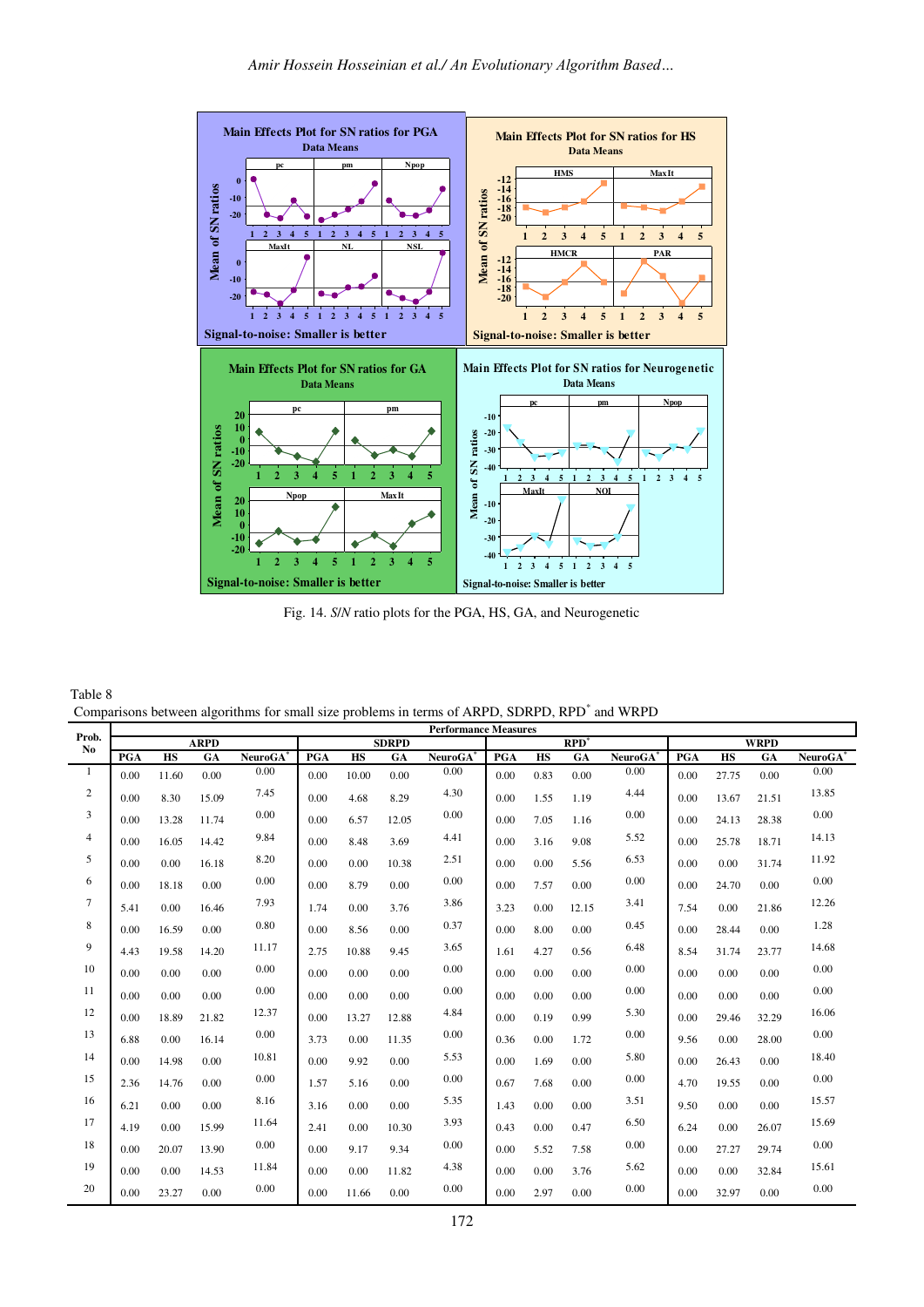Fig. 14. *S/N* ratio plots for the PGA, HS, GA, and Neurogenetic

Table 8
Comparisons between algorithms for small size problems in terms of ARPD, SDRPD, RPD* and WRPD

| Prob. No | Performance Measures | | | | | | | | | | | | | | | |
|---|---|---|---|---|---|---|---|---|---|---|---|---|---|---|---|---|
| | ARPD | | | | SDRPD | | | | RPD* | | | | WRPD | | | |
| | PGA | HS | GA | NeuroGA* | PGA | HS | GA | NeuroGA* | PGA | HS | GA | NeuroGA* | PGA | HS | GA | NeuroGA* |
| 1 | 0.00 | 11.60 | 0.00 | 0.00 | 0.00 | 10.00 | 0.00 | 0.00 | 0.00 | 0.83 | 0.00 | 0.00 | 0.00 | 27.75 | 0.00 | 0.00 |
| 2 | 0.00 | 8.30 | 15.09 | 7.45 | 0.00 | 4.68 | 8.29 | 4.30 | 0.00 | 1.55 | 1.19 | 4.44 | 0.00 | 13.67 | 21.51 | 13.85 |
| 3 | 0.00 | 13.28 | 11.74 | 0.00 | 0.00 | 6.57 | 12.05 | 0.00 | 0.00 | 7.05 | 1.16 | 0.00 | 0.00 | 24.13 | 28.38 | 0.00 |
| 4 | 0.00 | 16.05 | 14.42 | 9.84 | 0.00 | 8.48 | 3.69 | 4.41 | 0.00 | 3.16 | 9.08 | 5.52 | 0.00 | 25.78 | 18.71 | 14.13 |
| 5 | 0.00 | 0.00 | 16.18 | 8.20 | 0.00 | 0.00 | 10.38 | 2.51 | 0.00 | 0.00 | 5.56 | 6.53 | 0.00 | 0.00 | 31.74 | 11.92 |
| 6 | 0.00 | 18.18 | 0.00 | 0.00 | 0.00 | 8.79 | 0.00 | 0.00 | 0.00 | 7.57 | 0.00 | 0.00 | 0.00 | 24.70 | 0.00 | 0.00 |
| 7 | 5.41 | 0.00 | 16.46 | 7.93 | 1.74 | 0.00 | 3.76 | 3.86 | 3.23 | 0.00 | 12.15 | 3.41 | 7.54 | 0.00 | 21.86 | 12.26 |
| 8 | 0.00 | 16.59 | 0.00 | 0.80 | 0.00 | 8.56 | 0.00 | 0.37 | 0.00 | 8.00 | 0.00 | 0.45 | 0.00 | 28.44 | 0.00 | 1.28 |
| 9 | 4.43 | 19.58 | 14.20 | 11.17 | 2.75 | 10.88 | 9.45 | 3.65 | 1.61 | 4.27 | 0.56 | 6.48 | 8.54 | 31.74 | 23.77 | 14.68 |
| 10 | 0.00 | 0.00 | 0.00 | 0.00 | 0.00 | 0.00 | 0.00 | 0.00 | 0.00 | 0.00 | 0.00 | 0.00 | 0.00 | 0.00 | 0.00 | 0.00 |
| 11 | 0.00 | 0.00 | 0.00 | 0.00 | 0.00 | 0.00 | 0.00 | 0.00 | 0.00 | 0.00 | 0.00 | 0.00 | 0.00 | 0.00 | 0.00 | 0.00 |
| 12 | 0.00 | 18.89 | 21.82 | 12.37 | 0.00 | 13.27 | 12.88 | 4.84 | 0.00 | 0.19 | 0.99 | 5.30 | 0.00 | 29.46 | 32.29 | 16.06 |
| 13 | 6.88 | 0.00 | 16.14 | 0.00 | 3.73 | 0.00 | 11.35 | 0.00 | 0.36 | 0.00 | 1.72 | 0.00 | 9.56 | 0.00 | 28.00 | 0.00 |
| 14 | 0.00 | 14.98 | 0.00 | 10.81 | 0.00 | 9.92 | 0.00 | 5.53 | 0.00 | 1.69 | 0.00 | 5.80 | 0.00 | 26.43 | 0.00 | 18.40 |
| 15 | 2.36 | 14.76 | 0.00 | 0.00 | 1.57 | 5.16 | 0.00 | 0.00 | 0.67 | 7.68 | 0.00 | 0.00 | 4.70 | 19.55 | 0.00 | 0.00 |
| 16 | 6.21 | 0.00 | 0.00 | 8.16 | 3.16 | 0.00 | 0.00 | 5.35 | 1.43 | 0.00 | 0.00 | 3.51 | 9.50 | 0.00 | 0.00 | 15.57 |
| 17 | 4.19 | 0.00 | 15.99 | 11.64 | 2.41 | 0.00 | 10.30 | 3.93 | 0.43 | 0.00 | 0.47 | 6.50 | 6.24 | 0.00 | 26.07 | 15.69 |
| 18 | 0.00 | 20.07 | 13.90 | 0.00 | 0.00 | 9.17 | 9.34 | 0.00 | 0.00 | 5.52 | 7.58 | 0.00 | 0.00 | 27.27 | 29.74 | 0.00 |
| 19 | 0.00 | 0.00 | 14.53 | 11.84 | 0.00 | 0.00 | 11.82 | 4.38 | 0.00 | 0.00 | 3.76 | 5.62 | 0.00 | 0.00 | 32.84 | 15.61 |
| 20 | 0.00 | 23.27 | 0.00 | 0.00 | 0.00 | 11.66 | 0.00 | 0.00 | 0.00 | 2.97 | 0.00 | 0.00 | 0.00 | 32.97 | 0.00 | 0.00 |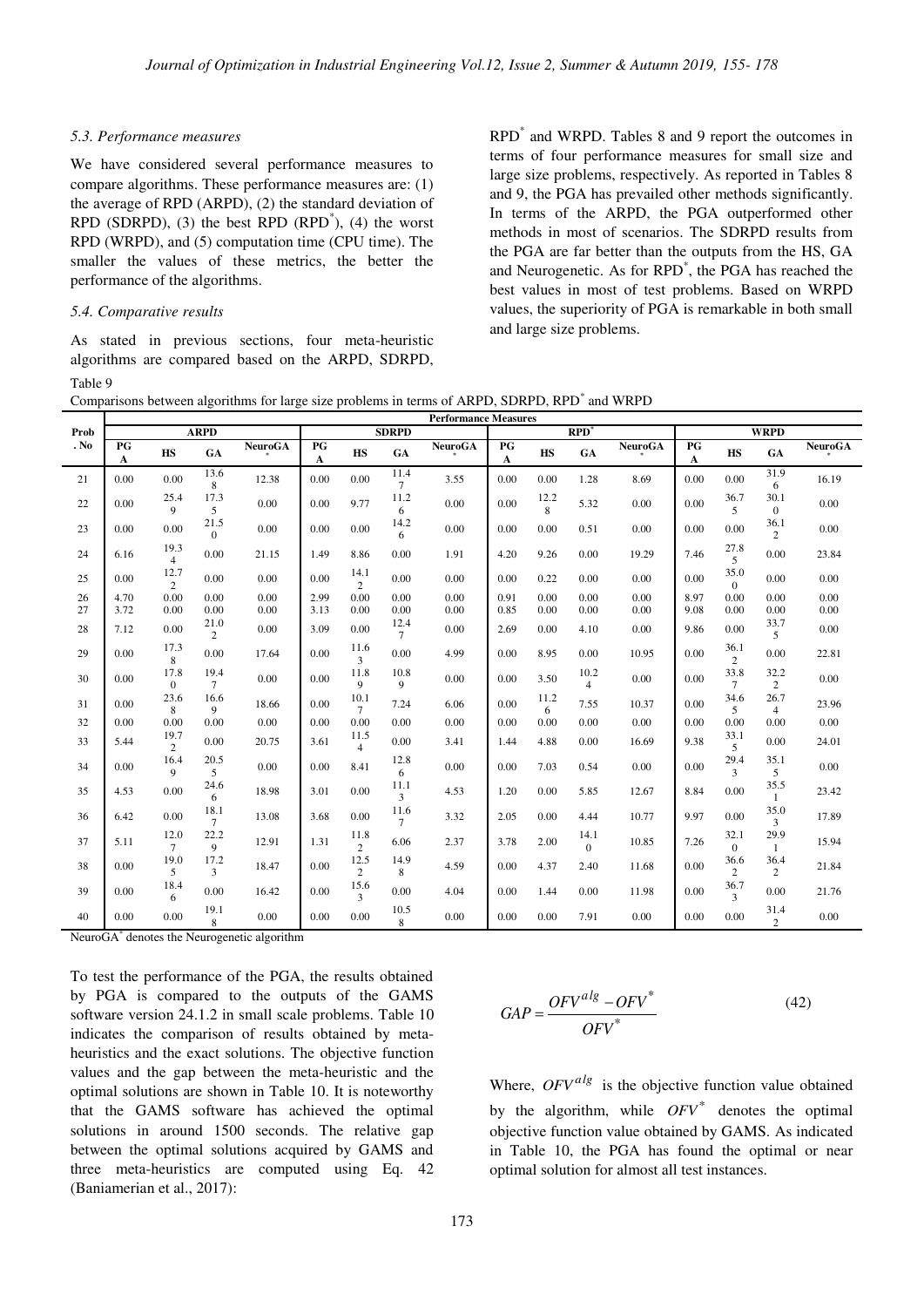### 5.3. Performance measures

We have considered several performance measures to compare algorithms. These performance measures are: (1) the average of RPD (ARPD), (2) the standard deviation of RPD (SDRPD), (3) the best RPD ($RPD^*$), (4) the worst RPD (WRPD), and (5) computation time (CPU time). The smaller the values of these metrics, the better the performance of the algorithms.

### 5.4. Comparative results

As stated in previous sections, four meta-heuristic algorithms are compared based on the ARPD, SDRPD, $RPD^*$ and WRPD. Tables 8 and 9 report the outcomes in terms of four performance measures for small size and large size problems, respectively. As reported in Tables 8 and 9, the PGA has prevailed other methods significantly. In terms of the ARPD, the PGA outperformed other methods in most of scenarios. The SDRPD results from the PGA are far better than the outputs from the HS, GA and Neurogenetic. As for $RPD^*$, the PGA has reached the best values in most of test problems. Based on WRPD values, the superiority of PGA is remarkable in both small and large size problems.

Table 9

Comparisons between algorithms for large size problems in terms of ARPD, SDRPD, $RPD^*$ and WRPD

| Prob. No | Performance Measures | | | | | | | | | | | | | | | |
|---|---|---|---|---|---|---|---|---|---|---|---|---|---|---|---|---|
| | ARPD | | | | SDRPD | | | | $RPD^*$ | | | | WRPD | | | |
| | PGA | HS | GA | NeuroGA* | PGA | HS | GA | NeuroGA* | PGA | HS | GA | NeuroGA* | PGA | HS | GA | NeuroGA* |
| 21 | 0.00 | 0.00 | 13.68 | 12.38 | 0.00 | 0.00 | 11.47 | 3.55 | 0.00 | 0.00 | 1.28 | 8.69 | 0.00 | 0.00 | 31.96 | 16.19 |
| 22 | 0.00 | 25.49 | 17.35 | 0.00 | 0.00 | 9.77 | 11.26 | 0.00 | 0.00 | 12.28 | 5.32 | 0.00 | 0.00 | 36.75 | 30.10 | 0.00 |
| 23 | 0.00 | 0.00 | 21.50 | 0.00 | 0.00 | 0.00 | 14.26 | 0.00 | 0.00 | 0.00 | 0.51 | 0.00 | 0.00 | 0.00 | 36.12 | 0.00 |
| 24 | 6.16 | 19.34 | 0.00 | 21.15 | 1.49 | 8.86 | 0.00 | 1.91 | 4.20 | 9.26 | 0.00 | 19.29 | 7.46 | 27.85 | 0.00 | 23.84 |
| 25 | 0.00 | 12.72 | 0.00 | 0.00 | 0.00 | 14.12 | 0.00 | 0.00 | 0.00 | 0.22 | 0.00 | 0.00 | 0.00 | 35.00 | 0.00 | 0.00 |
| 26 | 4.70 | 0.00 | 0.00 | 0.00 | 2.99 | 0.00 | 0.00 | 0.00 | 0.91 | 0.00 | 0.00 | 0.00 | 8.97 | 0.00 | 0.00 | 0.00 |
| 27 | 3.72 | 0.00 | 0.00 | 0.00 | 3.13 | 0.00 | 0.00 | 0.00 | 0.85 | 0.00 | 0.00 | 0.00 | 9.08 | 0.00 | 0.00 | 0.00 |
| 28 | 7.12 | 0.00 | 21.02 | 0.00 | 3.09 | 0.00 | 12.47 | 0.00 | 2.69 | 0.00 | 4.10 | 0.00 | 9.86 | 0.00 | 33.75 | 0.00 |
| 29 | 0.00 | 17.38 | 0.00 | 17.64 | 0.00 | 11.63 | 0.00 | 4.99 | 0.00 | 8.95 | 0.00 | 10.95 | 0.00 | 36.12 | 0.00 | 22.81 |
| 30 | 0.00 | 17.80 | 19.47 | 0.00 | 0.00 | 11.89 | 10.89 | 0.00 | 0.00 | 3.50 | 10.24 | 0.00 | 0.00 | 33.87 | 32.22 | 0.00 |
| 31 | 0.00 | 23.68 | 16.69 | 18.66 | 0.00 | 10.17 | 7.24 | 6.06 | 0.00 | 11.26 | 7.55 | 10.37 | 0.00 | 34.65 | 26.74 | 23.96 |
| 32 | 0.00 | 0.00 | 0.00 | 0.00 | 0.00 | 0.00 | 0.00 | 0.00 | 0.00 | 0.00 | 0.00 | 0.00 | 0.00 | 0.00 | 0.00 | 0.00 |
| 33 | 5.44 | 19.72 | 0.00 | 20.75 | 3.61 | 11.54 | 0.00 | 3.41 | 1.44 | 4.88 | 0.00 | 16.69 | 9.38 | 33.15 | 0.00 | 24.01 |
| 34 | 0.00 | 16.49 | 20.55 | 0.00 | 0.00 | 8.41 | 12.86 | 0.00 | 0.00 | 7.03 | 0.54 | 0.00 | 0.00 | 29.43 | 35.15 | 0.00 |
| 35 | 4.53 | 0.00 | 24.66 | 18.98 | 3.01 | 0.00 | 11.13 | 4.53 | 1.20 | 0.00 | 5.85 | 12.67 | 8.84 | 0.00 | 35.51 | 23.42 |
| 36 | 6.42 | 0.00 | 18.17 | 13.08 | 3.68 | 0.00 | 11.67 | 3.32 | 2.05 | 0.00 | 4.44 | 10.77 | 9.97 | 0.00 | 35.03 | 17.89 |
| 37 | 5.11 | 12.07 | 22.29 | 12.91 | 1.31 | 11.82 | 6.06 | 2.37 | 3.78 | 2.00 | 14.10 | 10.85 | 7.26 | 32.10 | 29.91 | 15.94 |
| 38 | 0.00 | 19.05 | 17.23 | 18.47 | 0.00 | 12.52 | 14.98 | 4.59 | 0.00 | 4.37 | 2.40 | 11.68 | 0.00 | 36.62 | 36.42 | 21.84 |
| 39 | 0.00 | 18.46 | 0.00 | 16.42 | 0.00 | 15.63 | 0.00 | 4.04 | 0.00 | 1.44 | 0.00 | 11.98 | 0.00 | 36.73 | 0.00 | 21.76 |
| 40 | 0.00 | 0.00 | 19.18 | 0.00 | 0.00 | 0.00 | 10.58 | 0.00 | 0.00 | 0.00 | 7.91 | 0.00 | 0.00 | 0.00 | 31.42 | 0.00 |

NeuroGA* denotes the Neurogenetic algorithm

To test the performance of the PGA, the results obtained by PGA is compared to the outputs of the GAMS software version 24.1.2 in small scale problems. Table 10 indicates the comparison of results obtained by meta-heuristics and the exact solutions. The objective function values and the gap between the meta-heuristic and the optimal solutions are shown in Table 10. It is noteworthy that the GAMS software has achieved the optimal solutions in around 1500 seconds. The relative gap between the optimal solutions acquired by GAMS and three meta-heuristics are computed using Eq. 42 (Baniamerian et al., 2017):

$$GAP = \frac{OFV^{alg} - OFV^*}{OFV^*} \tag{42}$$

Where, $OFV^{alg}$ is the objective function value obtained by the algorithm, while $OFV^*$ denotes the optimal objective function value obtained by GAMS. As indicated in Table 10, the PGA has found the optimal or near optimal solution for almost all test instances.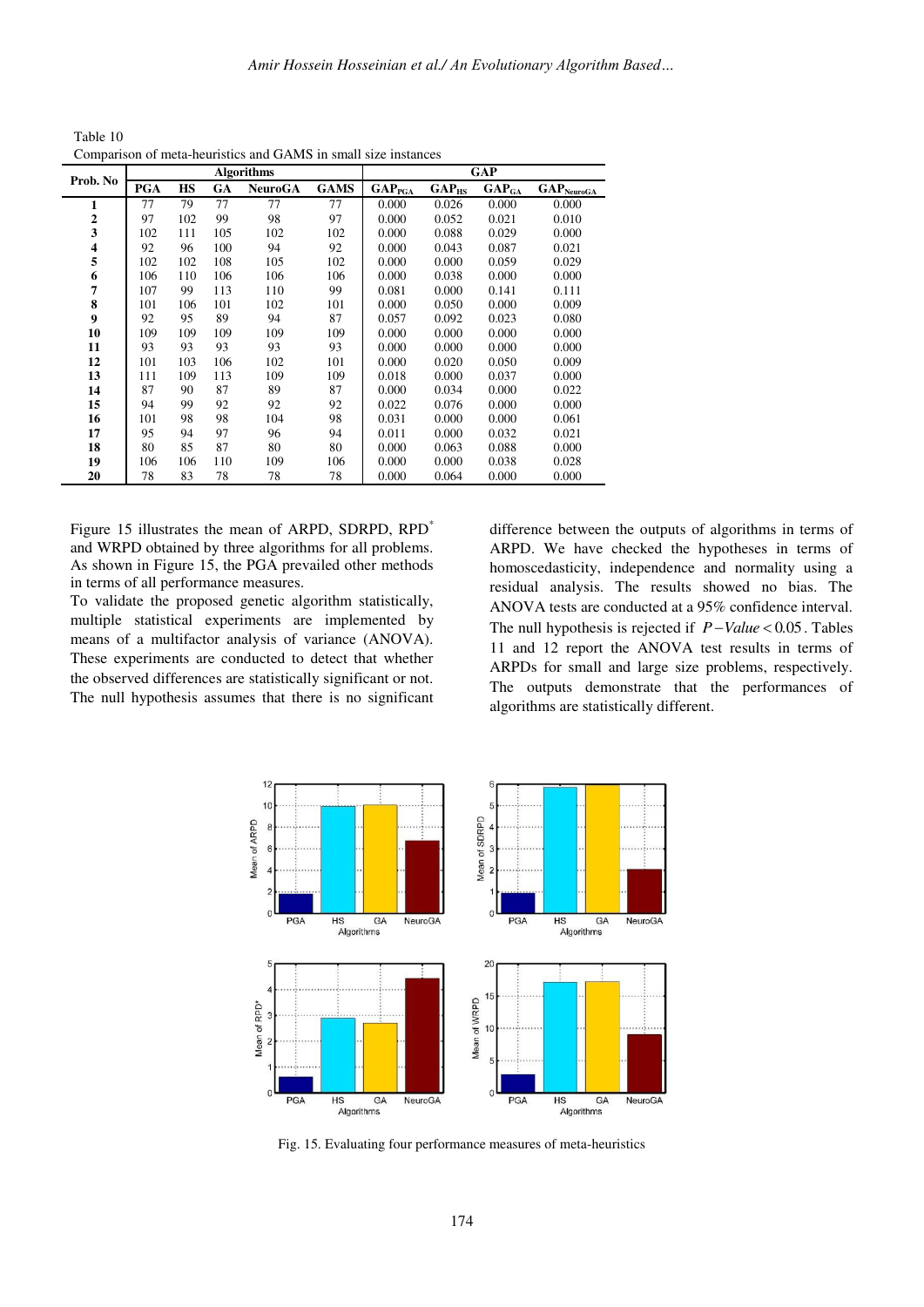Table 10
Comparison of meta-heuristics and GAMS in small size instances

| Prob. No | Algorithms | | | | | GAP | | | |
|---|---|---|---|---|---|---|---|---|---|
| | PGA | HS | GA | NeuroGA | GAMS | $GAP_{PGA}$ | $GAP_{HS}$ | $GAP_{GA}$ | $GAP_{NeuroGA}$ |
| **1** | 77 | 79 | 77 | 77 | 77 | 0.000 | 0.026 | 0.000 | 0.000 |
| **2** | 97 | 102 | 99 | 98 | 97 | 0.000 | 0.052 | 0.021 | 0.010 |
| **3** | 102 | 111 | 105 | 102 | 102 | 0.000 | 0.088 | 0.029 | 0.000 |
| **4** | 92 | 96 | 100 | 94 | 92 | 0.000 | 0.043 | 0.087 | 0.021 |
| **5** | 102 | 102 | 108 | 105 | 102 | 0.000 | 0.000 | 0.059 | 0.029 |
| **6** | 106 | 110 | 106 | 106 | 106 | 0.000 | 0.038 | 0.000 | 0.000 |
| **7** | 107 | 99 | 113 | 110 | 99 | 0.081 | 0.000 | 0.141 | 0.111 |
| **8** | 101 | 106 | 101 | 102 | 101 | 0.000 | 0.050 | 0.000 | 0.009 |
| **9** | 92 | 95 | 89 | 94 | 87 | 0.057 | 0.092 | 0.023 | 0.080 |
| **10** | 109 | 109 | 109 | 109 | 109 | 0.000 | 0.000 | 0.000 | 0.000 |
| **11** | 93 | 93 | 93 | 93 | 93 | 0.000 | 0.000 | 0.000 | 0.000 |
| **12** | 101 | 103 | 106 | 102 | 101 | 0.000 | 0.020 | 0.050 | 0.009 |
| **13** | 111 | 109 | 113 | 109 | 109 | 0.018 | 0.000 | 0.037 | 0.000 |
| **14** | 87 | 90 | 87 | 89 | 87 | 0.000 | 0.034 | 0.000 | 0.022 |
| **15** | 94 | 99 | 92 | 92 | 92 | 0.022 | 0.076 | 0.000 | 0.000 |
| **16** | 101 | 98 | 98 | 104 | 98 | 0.031 | 0.000 | 0.000 | 0.061 |
| **17** | 95 | 94 | 97 | 96 | 94 | 0.011 | 0.000 | 0.032 | 0.021 |
| **18** | 80 | 85 | 87 | 80 | 80 | 0.000 | 0.063 | 0.088 | 0.000 |
| **19** | 106 | 106 | 110 | 109 | 106 | 0.000 | 0.000 | 0.038 | 0.028 |
| **20** | 78 | 83 | 78 | 78 | 78 | 0.000 | 0.064 | 0.000 | 0.000 |

Figure 15 illustrates the mean of ARPD, SDRPD, $RPD^*$ and WRPD obtained by three algorithms for all problems. As shown in Figure 15, the PGA prevailed other methods in terms of all performance measures.
To validate the proposed genetic algorithm statistically, multiple statistical experiments are implemented by means of a multifactor analysis of variance (ANOVA). These experiments are conducted to detect that whether the observed differences are statistically significant or not. The null hypothesis assumes that there is no significant difference between the outputs of algorithms in terms of ARPD. We have checked the hypotheses in terms of homoscedasticity, independence and normality using a residual analysis. The results showed no bias. The ANOVA tests are conducted at a 95% confidence interval. The null hypothesis is rejected if $P-Value < 0.05$. Tables 11 and 12 report the ANOVA test results in terms of ARPDs for small and large size problems, respectively. The outputs demonstrate that the performances of algorithms are statistically different.

Fig. 15. Evaluating four performance measures of meta-heuristics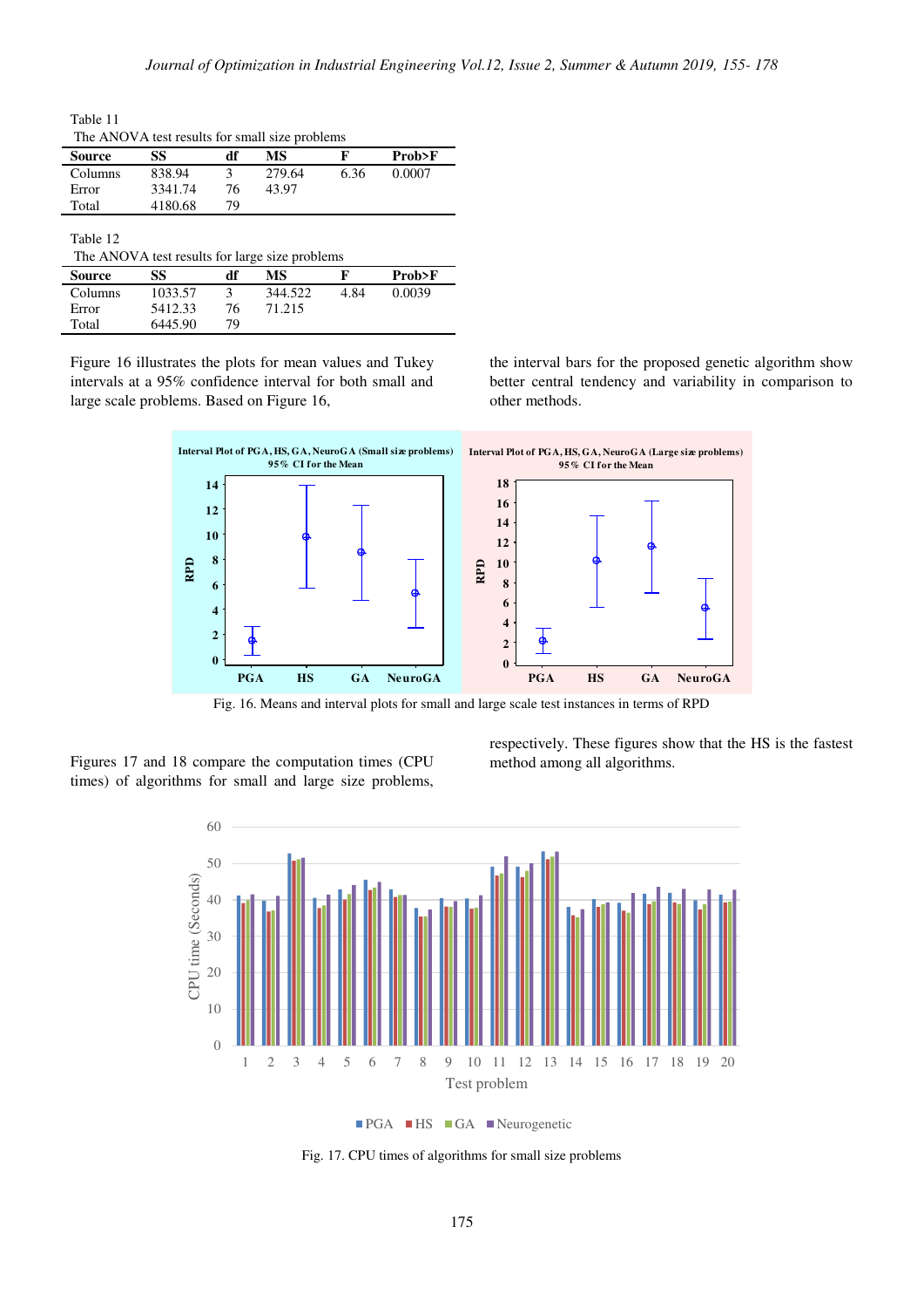Table 11
The ANOVA test results for small size problems

| Source | SS | df | MS | F | Prob>F |
|---|---|---|---|---|---|
| Columns | 838.94 | 3 | 279.64 | 6.36 | 0.0007 |
| Error | 3341.74 | 76 | 43.97 | | |
| Total | 4180.68 | 79 | | | |

Table 12
The ANOVA test results for large size problems

| Source | SS | df | MS | F | Prob>F |
|---|---|---|---|---|---|
| Columns | 1033.57 | 3 | 344.522 | 4.84 | 0.0039 |
| Error | 5412.33 | 76 | 71.215 | | |
| Total | 6445.90 | 79 | | | |

Figure 16 illustrates the plots for mean values and Tukey intervals at a 95% confidence interval for both small and large scale problems. Based on Figure 16, the interval bars for the proposed genetic algorithm show better central tendency and variability in comparison to other methods.

Fig. 16. Means and interval plots for small and large scale test instances in terms of RPD

Figures 17 and 18 compare the computation times (CPU times) of algorithms for small and large size problems, respectively. These figures show that the HS is the fastest method among all algorithms.

Fig. 17. CPU times of algorithms for small size problems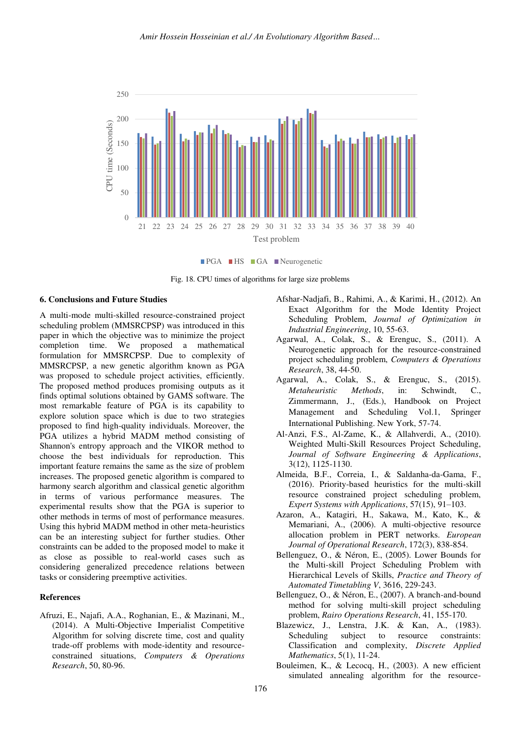Fig. 18. CPU times of algorithms for large size problems

## 6. Conclusions and Future Studies

A multi-mode multi-skilled resource-constrained project scheduling problem (MMSRCPSP) was introduced in this paper in which the objective was to minimize the project completion time. We proposed a mathematical formulation for MMSRCPSP. Due to complexity of MMSRCPSP, a new genetic algorithm known as PGA was proposed to schedule project activities, efficiently. The proposed method produces promising outputs as it finds optimal solutions obtained by GAMS software. The most remarkable feature of PGA is its capability to explore solution space which is due to two strategies proposed to find high-quality individuals. Moreover, the PGA utilizes a hybrid MADM method consisting of Shannon's entropy approach and the VIKOR method to choose the best individuals for reproduction. This important feature remains the same as the size of problem increases. The proposed genetic algorithm is compared to harmony search algorithm and classical genetic algorithm in terms of various performance measures. The experimental results show that the PGA is superior to other methods in terms of most of performance measures. Using this hybrid MADM method in other meta-heuristics can be an interesting subject for further studies. Other constraints can be added to the proposed model to make it as close as possible to real-world cases such as considering generalized precedence relations between tasks or considering preemptive activities.

## References

Afruzi, E., Najafi, A.A., Roghanian, E., & Mazinani, M., (2014). A Multi-Objective Imperialist Competitive Algorithm for solving discrete time, cost and quality trade-off problems with mode-identity and resource-constrained situations, *Computers & Operations Research*, 50, 80-96.

Afshar-Nadjafi, B., Rahimi, A., & Karimi, H., (2012). An Exact Algorithm for the Mode Identity Project Scheduling Problem, *Journal of Optimization in Industrial Engineering*, 10, 55-63.

Agarwal, A., Colak, S., & Erenguc, S., (2011). A Neurogenetic approach for the resource-constrained project scheduling problem, *Computers & Operations Research*, 38, 44-50.

Agarwal, A., Colak, S., & Erenguc, S., (2015). *Metaheuristic Methods*, in: Schwindt, C., Zimmermann, J., (Eds.), Handbook on Project Management and Scheduling Vol.1, Springer International Publishing. New York, 57-74.

Al-Anzi, F.S., Al-Zame, K., & Allahverdi, A., (2010). Weighted Multi-Skill Resources Project Scheduling, *Journal of Software Engineering & Applications*, 3(12), 1125-1130.

Almeida, B.F., Correia, I., & Saldanha-da-Gama, F., (2016). Priority-based heuristics for the multi-skill resource constrained project scheduling problem, *Expert Systems with Applications*, 57(15), 91–103.

Azaron, A., Katagiri, H., Sakawa, M., Kato, K., & Memariani, A., (2006). A multi-objective resource allocation problem in PERT networks. *European Journal of Operational Research*, 172(3), 838-854.

Bellenguez, O., & Néron, E., (2005). Lower Bounds for the Multi-skill Project Scheduling Problem with Hierarchical Levels of Skills, *Practice and Theory of Automated Timetabling V*, 3616, 229-243.

Bellenguez, O., & Néron, E., (2007). A branch-and-bound method for solving multi-skill project scheduling problem, *Rairo Operations Research*, 41, 155-170.

Blazewicz, J., Lenstra, J.K. & Kan, A., (1983). Scheduling subject to resource constraints: Classification and complexity, *Discrete Applied Mathematics*, 5(1), 11-24.

Bouleimen, K., & Lecocq, H., (2003). A new efficient simulated annealing algorithm for the resource-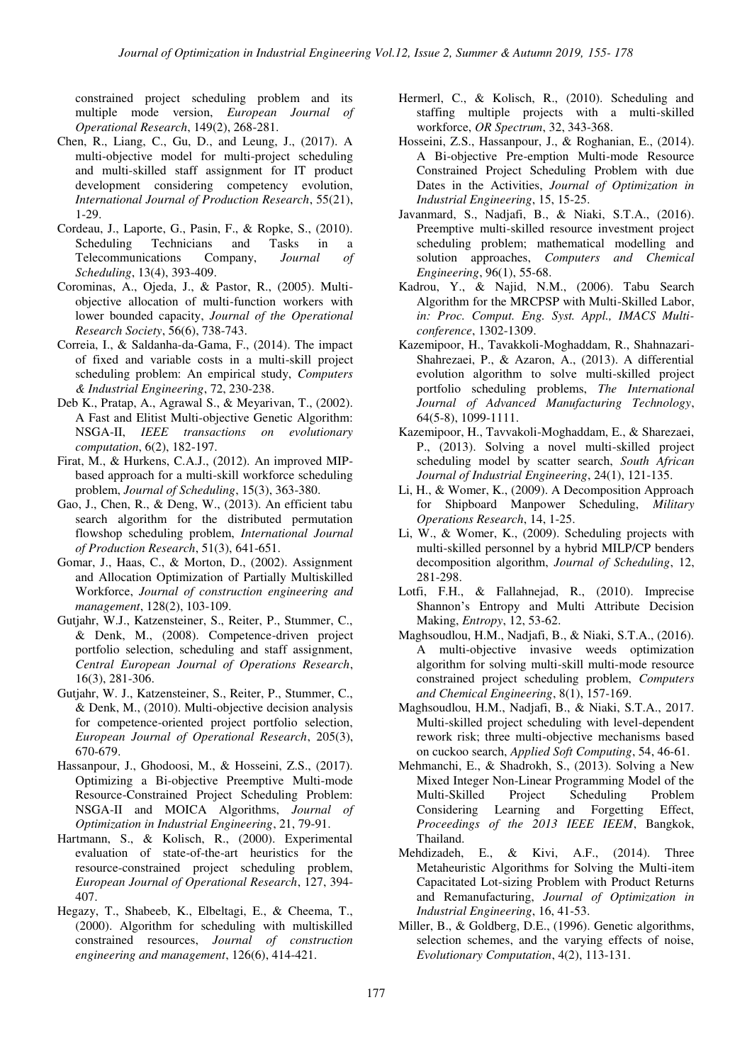constrained project scheduling problem and its multiple mode version, *European Journal of Operational Research*, 149(2), 268-281.

Chen, R., Liang, C., Gu, D., and Leung, J., (2017). A multi-objective model for multi-project scheduling and multi-skilled staff assignment for IT product development considering competency evolution, *International Journal of Production Research*, 55(21), 1-29.

Cordeau, J., Laporte, G., Pasin, F., & Ropke, S., (2010). Scheduling Technicians and Tasks in a Telecommunications Company, *Journal of Scheduling*, 13(4), 393-409.

Corominas, A., Ojeda, J., & Pastor, R., (2005). Multi-objective allocation of multi-function workers with lower bounded capacity, *Journal of the Operational Research Society*, 56(6), 738-743.

Correia, I., & Saldanha-da-Gama, F., (2014). The impact of fixed and variable costs in a multi-skill project scheduling problem: An empirical study, *Computers & Industrial Engineering*, 72, 230-238.

Deb K., Pratap, A., Agrawal S., & Meyarivan, T., (2002). A Fast and Elitist Multi-objective Genetic Algorithm: NSGA-II, *IEEE transactions on evolutionary computation*, 6(2), 182-197.

Firat, M., & Hurkens, C.A.J., (2012). An improved MIP-based approach for a multi-skill workforce scheduling problem, *Journal of Scheduling*, 15(3), 363-380.

Gao, J., Chen, R., & Deng, W., (2013). An efficient tabu search algorithm for the distributed permutation flowshop scheduling problem, *International Journal of Production Research*, 51(3), 641-651.

Gomar, J., Haas, C., & Morton, D., (2002). Assignment and Allocation Optimization of Partially Multiskilled Workforce, *Journal of construction engineering and management*, 128(2), 103-109.

Gutjahr, W.J., Katzensteiner, S., Reiter, P., Stummer, C., & Denk, M., (2008). Competence-driven project portfolio selection, scheduling and staff assignment, *Central European Journal of Operations Research*, 16(3), 281-306.

Gutjahr, W. J., Katzensteiner, S., Reiter, P., Stummer, C., & Denk, M., (2010). Multi-objective decision analysis for competence-oriented project portfolio selection, *European Journal of Operational Research*, 205(3), 670-679.

Hassanpour, J., Ghodoosi, M., & Hosseini, Z.S., (2017). Optimizing a Bi-objective Preemptive Multi-mode Resource-Constrained Project Scheduling Problem: NSGA-II and MOICA Algorithms, *Journal of Optimization in Industrial Engineering*, 21, 79-91.

Hartmann, S., & Kolisch, R., (2000). Experimental evaluation of state-of-the-art heuristics for the resource-constrained project scheduling problem, *European Journal of Operational Research*, 127, 394-407.

Hegazy, T., Shabeeb, K., Elbeltagi, E., & Cheema, T., (2000). Algorithm for scheduling with multiskilled constrained resources, *Journal of construction engineering and management*, 126(6), 414-421.

Hermerl, C., & Kolisch, R., (2010). Scheduling and staffing multiple projects with a multi-skilled workforce, *OR Spectrum*, 32, 343-368.

Hosseini, Z.S., Hassanpour, J., & Roghanian, E., (2014). A Bi-objective Pre-emption Multi-mode Resource Constrained Project Scheduling Problem with due Dates in the Activities, *Journal of Optimization in Industrial Engineering*, 15, 15-25.

Javanmard, S., Nadjafi, B., & Niaki, S.T.A., (2016). Preemptive multi-skilled resource investment project scheduling problem; mathematical modelling and solution approaches, *Computers and Chemical Engineering*, 96(1), 55-68.

Kadrou, Y., & Najid, N.M., (2006). Tabu Search Algorithm for the MRCPSP with Multi-Skilled Labor, *in: Proc. Comput. Eng. Syst. Appl., IMACS Multi-conference*, 1302-1309.

Kazemipoor, H., Tavakkoli-Moghaddam, R., Shahnazari-Shahrezaei, P., & Azaron, A., (2013). A differential evolution algorithm to solve multi-skilled project portfolio scheduling problems, *The International Journal of Advanced Manufacturing Technology*, 64(5-8), 1099-1111.

Kazemipoor, H., Tavvakoli-Moghaddam, E., & Sharezaei, P., (2013). Solving a novel multi-skilled project scheduling model by scatter search, *South African Journal of Industrial Engineering*, 24(1), 121-135.

Li, H., & Womer, K., (2009). A Decomposition Approach for Shipboard Manpower Scheduling, *Military Operations Research*, 14, 1-25.

Li, W., & Womer, K., (2009). Scheduling projects with multi-skilled personnel by a hybrid MILP/CP benders decomposition algorithm, *Journal of Scheduling*, 12, 281-298.

Lotfi, F.H., & Fallahnejad, R., (2010). Imprecise Shannon's Entropy and Multi Attribute Decision Making, *Entropy*, 12, 53-62.

Maghsoudlou, H.M., Nadjafi, B., & Niaki, S.T.A., (2016). A multi-objective invasive weeds optimization algorithm for solving multi-skill multi-mode resource constrained project scheduling problem, *Computers and Chemical Engineering*, 8(1), 157-169.

Maghsoudlou, H.M., Nadjafi, B., & Niaki, S.T.A., 2017. Multi-skilled project scheduling with level-dependent rework risk; three multi-objective mechanisms based on cuckoo search, *Applied Soft Computing*, 54, 46-61.

Mehmanchi, E., & Shadrokh, S., (2013). Solving a New Mixed Integer Non-Linear Programming Model of the Multi-Skilled Project Scheduling Problem Considering Learning and Forgetting Effect, *Proceedings of the 2013 IEEE IEEM*, Bangkok, Thailand.

Mehdizadeh, E., & Kivi, A.F., (2014). Three Metaheuristic Algorithms for Solving the Multi-item Capacitated Lot-sizing Problem with Product Returns and Remanufacturing, *Journal of Optimization in Industrial Engineering*, 16, 41-53.

Miller, B., & Goldberg, D.E., (1996). Genetic algorithms, selection schemes, and the varying effects of noise, *Evolutionary Computation*, 4(2), 113-131.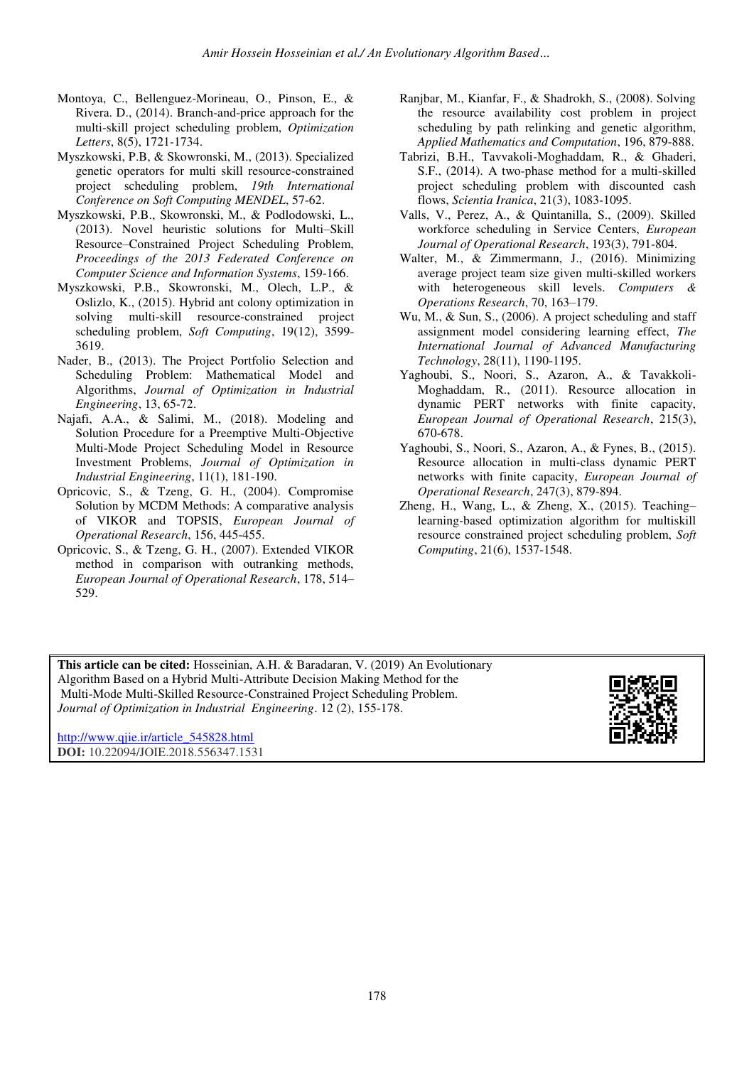Montoya, C., Bellenguez-Morineau, O., Pinson, E., & Rivera. D., (2014). Branch-and-price approach for the multi-skill project scheduling problem, *Optimization Letters*, 8(5), 1721-1734.

Myszkowski, P.B, & Skowronski, M., (2013). Specialized genetic operators for multi skill resource-constrained project scheduling problem, *19th International Conference on Soft Computing MENDEL*, 57-62.

Myszkowski, P.B., Skowronski, M., & Podlodowski, L., (2013). Novel heuristic solutions for Multi–Skill Resource–Constrained Project Scheduling Problem, *Proceedings of the 2013 Federated Conference on Computer Science and Information Systems*, 159-166.

Myszkowski, P.B., Skowronski, M., Olech, L.P., & Oslizlo, K., (2015). Hybrid ant colony optimization in solving multi-skill resource-constrained project scheduling problem, *Soft Computing*, 19(12), 3599-3619.

Nader, B., (2013). The Project Portfolio Selection and Scheduling Problem: Mathematical Model and Algorithms, *Journal of Optimization in Industrial Engineering*, 13, 65-72.

Najafi, A.A., & Salimi, M., (2018). Modeling and Solution Procedure for a Preemptive Multi-Objective Multi-Mode Project Scheduling Model in Resource Investment Problems, *Journal of Optimization in Industrial Engineering*, 11(1), 181-190.

Opricovic, S., & Tzeng, G. H., (2004). Compromise Solution by MCDM Methods: A comparative analysis of VIKOR and TOPSIS, *European Journal of Operational Research*, 156, 445-455.

Opricovic, S., & Tzeng, G. H., (2007). Extended VIKOR method in comparison with outranking methods, *European Journal of Operational Research*, 178, 514–529.

Ranjbar, M., Kianfar, F., & Shadrokh, S., (2008). Solving the resource availability cost problem in project scheduling by path relinking and genetic algorithm, *Applied Mathematics and Computation*, 196, 879-888.

Tabrizi, B.H., Tavvakoli-Moghaddam, R., & Ghaderi, S.F., (2014). A two-phase method for a multi-skilled project scheduling problem with discounted cash flows, *Scientia Iranica*, 21(3), 1083-1095.

Valls, V., Perez, A., & Quintanilla, S., (2009). Skilled workforce scheduling in Service Centers, *European Journal of Operational Research*, 193(3), 791-804.

Walter, M., & Zimmermann, J., (2016). Minimizing average project team size given multi-skilled workers with heterogeneous skill levels. *Computers & Operations Research*, 70, 163–179.

Wu, M., & Sun, S., (2006). A project scheduling and staff assignment model considering learning effect, *The International Journal of Advanced Manufacturing Technology*, 28(11), 1190-1195.

Yaghoubi, S., Noori, S., Azaron, A., & Tavakkoli-Moghaddam, R., (2011). Resource allocation in dynamic PERT networks with finite capacity, *European Journal of Operational Research*, 215(3), 670-678.

Yaghoubi, S., Noori, S., Azaron, A., & Fynes, B., (2015). Resource allocation in multi-class dynamic PERT networks with finite capacity, *European Journal of Operational Research*, 247(3), 879-894.

Zheng, H., Wang, L., & Zheng, X., (2015). Teaching–learning-based optimization algorithm for multiskill resource constrained project scheduling problem, *Soft Computing*, 21(6), 1537-1548.

**This article can be cited:** Hosseinian, A.H. & Baradaran, V. (2019) An Evolutionary Algorithm Based on a Hybrid Multi-Attribute Decision Making Method for the Multi-Mode Multi-Skilled Resource-Constrained Project Scheduling Problem. *Journal of Optimization in Industrial Engineering*. 12 (2), 155-178.

http://www.qjie.ir/article_545828.html
**DOI:** 10.22094/JOIE.2018.556347.1531